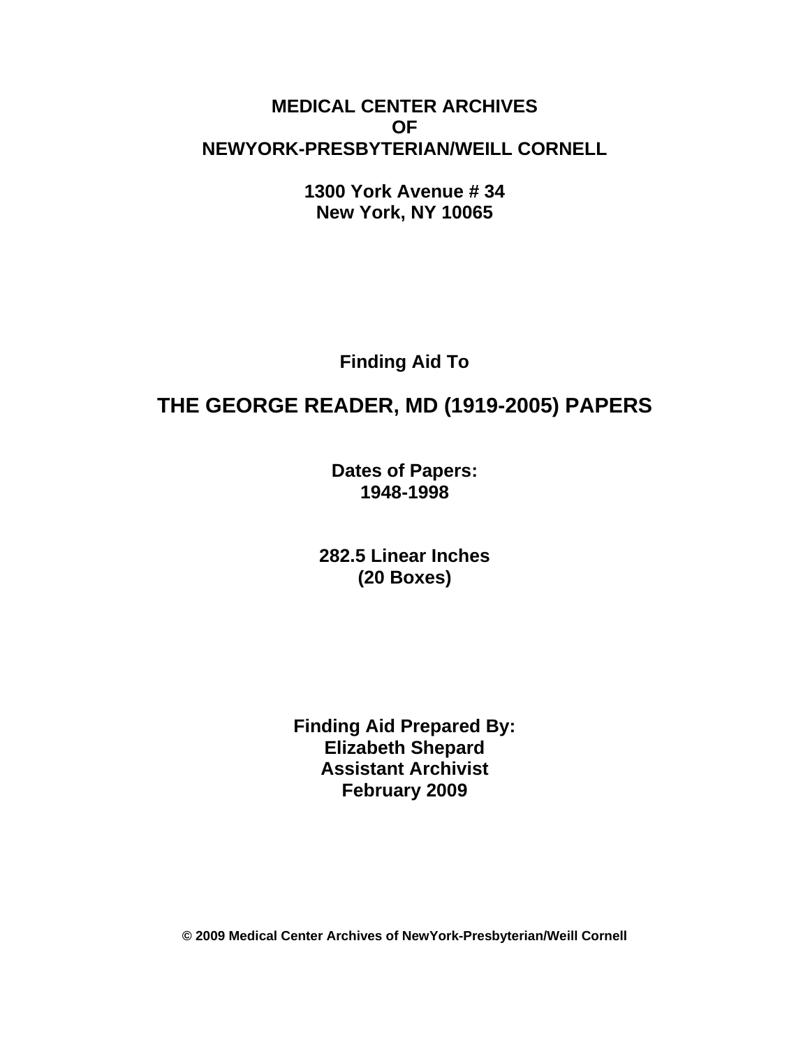**MEDICAL CENTER ARCHIVES**
**OF**
**NEWYORK-PRESBYTERIAN/WEILL CORNELL**

**1300 York Avenue # 34**
**New York, NY 10065**

**Finding Aid To**

# THE GEORGE READER, MD (1919-2005) PAPERS

**Dates of Papers:**
**1948-1998**

**282.5 Linear Inches**
**(20 Boxes)**

**Finding Aid Prepared By:**
**Elizabeth Shepard**
**Assistant Archivist**
**February 2009**

**© 2009 Medical Center Archives of NewYork-Presbyterian/Weill Cornell**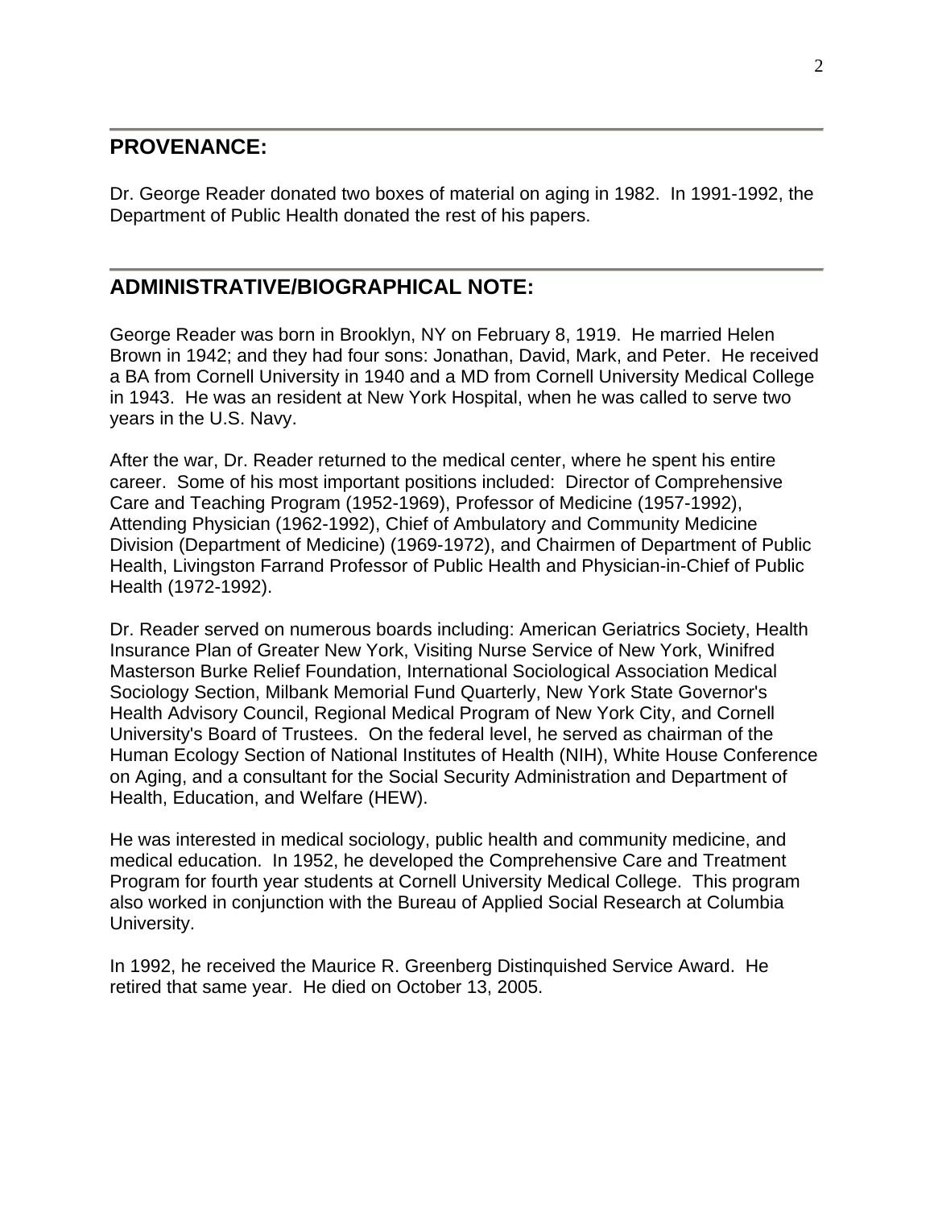## PROVENANCE:

Dr. George Reader donated two boxes of material on aging in 1982. In 1991-1992, the Department of Public Health donated the rest of his papers.

## ADMINISTRATIVE/BIOGRAPHICAL NOTE:

George Reader was born in Brooklyn, NY on February 8, 1919. He married Helen Brown in 1942; and they had four sons: Jonathan, David, Mark, and Peter. He received a BA from Cornell University in 1940 and a MD from Cornell University Medical College in 1943. He was an resident at New York Hospital, when he was called to serve two years in the U.S. Navy.

After the war, Dr. Reader returned to the medical center, where he spent his entire career. Some of his most important positions included: Director of Comprehensive Care and Teaching Program (1952-1969), Professor of Medicine (1957-1992), Attending Physician (1962-1992), Chief of Ambulatory and Community Medicine Division (Department of Medicine) (1969-1972), and Chairmen of Department of Public Health, Livingston Farrand Professor of Public Health and Physician-in-Chief of Public Health (1972-1992).

Dr. Reader served on numerous boards including: American Geriatrics Society, Health Insurance Plan of Greater New York, Visiting Nurse Service of New York, Winifred Masterson Burke Relief Foundation, International Sociological Association Medical Sociology Section, Milbank Memorial Fund Quarterly, New York State Governor's Health Advisory Council, Regional Medical Program of New York City, and Cornell University's Board of Trustees. On the federal level, he served as chairman of the Human Ecology Section of National Institutes of Health (NIH), White House Conference on Aging, and a consultant for the Social Security Administration and Department of Health, Education, and Welfare (HEW).

He was interested in medical sociology, public health and community medicine, and medical education. In 1952, he developed the Comprehensive Care and Treatment Program for fourth year students at Cornell University Medical College. This program also worked in conjunction with the Bureau of Applied Social Research at Columbia University.

In 1992, he received the Maurice R. Greenberg Distinquished Service Award. He retired that same year. He died on October 13, 2005.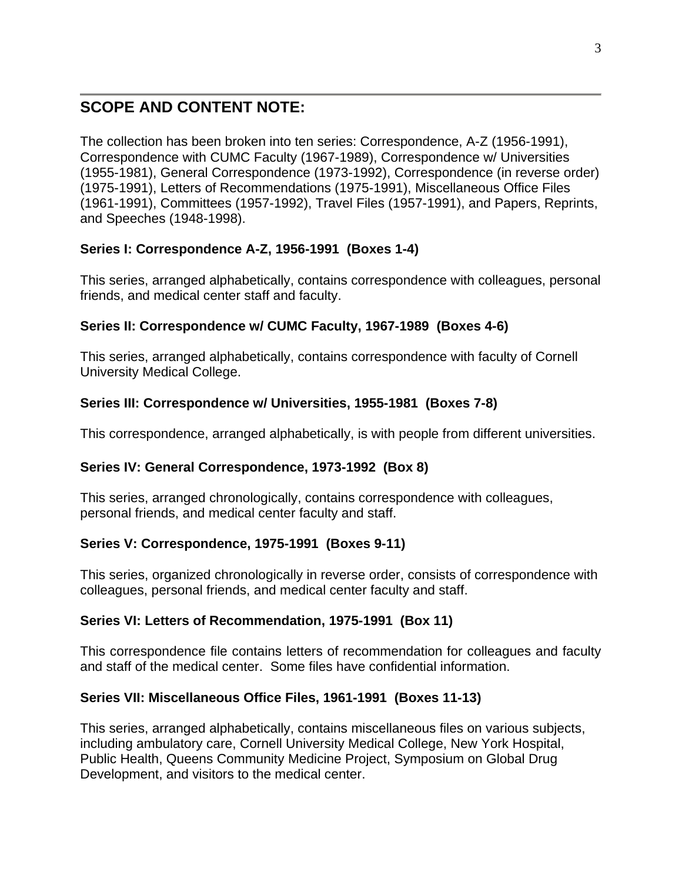## SCOPE AND CONTENT NOTE:

The collection has been broken into ten series: Correspondence, A-Z (1956-1991), Correspondence with CUMC Faculty (1967-1989), Correspondence w/ Universities (1955-1981), General Correspondence (1973-1992), Correspondence (in reverse order) (1975-1991), Letters of Recommendations (1975-1991), Miscellaneous Office Files (1961-1991), Committees (1957-1992), Travel Files (1957-1991), and Papers, Reprints, and Speeches (1948-1998).

**Series I: Correspondence A-Z, 1956-1991 (Boxes 1-4)**

This series, arranged alphabetically, contains correspondence with colleagues, personal friends, and medical center staff and faculty.

**Series II: Correspondence w/ CUMC Faculty, 1967-1989 (Boxes 4-6)**

This series, arranged alphabetically, contains correspondence with faculty of Cornell University Medical College.

**Series III: Correspondence w/ Universities, 1955-1981 (Boxes 7-8)**

This correspondence, arranged alphabetically, is with people from different universities.

**Series IV: General Correspondence, 1973-1992 (Box 8)**

This series, arranged chronologically, contains correspondence with colleagues, personal friends, and medical center faculty and staff.

**Series V: Correspondence, 1975-1991 (Boxes 9-11)**

This series, organized chronologically in reverse order, consists of correspondence with colleagues, personal friends, and medical center faculty and staff.

**Series VI: Letters of Recommendation, 1975-1991 (Box 11)**

This correspondence file contains letters of recommendation for colleagues and faculty and staff of the medical center. Some files have confidential information.

**Series VII: Miscellaneous Office Files, 1961-1991 (Boxes 11-13)**

This series, arranged alphabetically, contains miscellaneous files on various subjects, including ambulatory care, Cornell University Medical College, New York Hospital, Public Health, Queens Community Medicine Project, Symposium on Global Drug Development, and visitors to the medical center.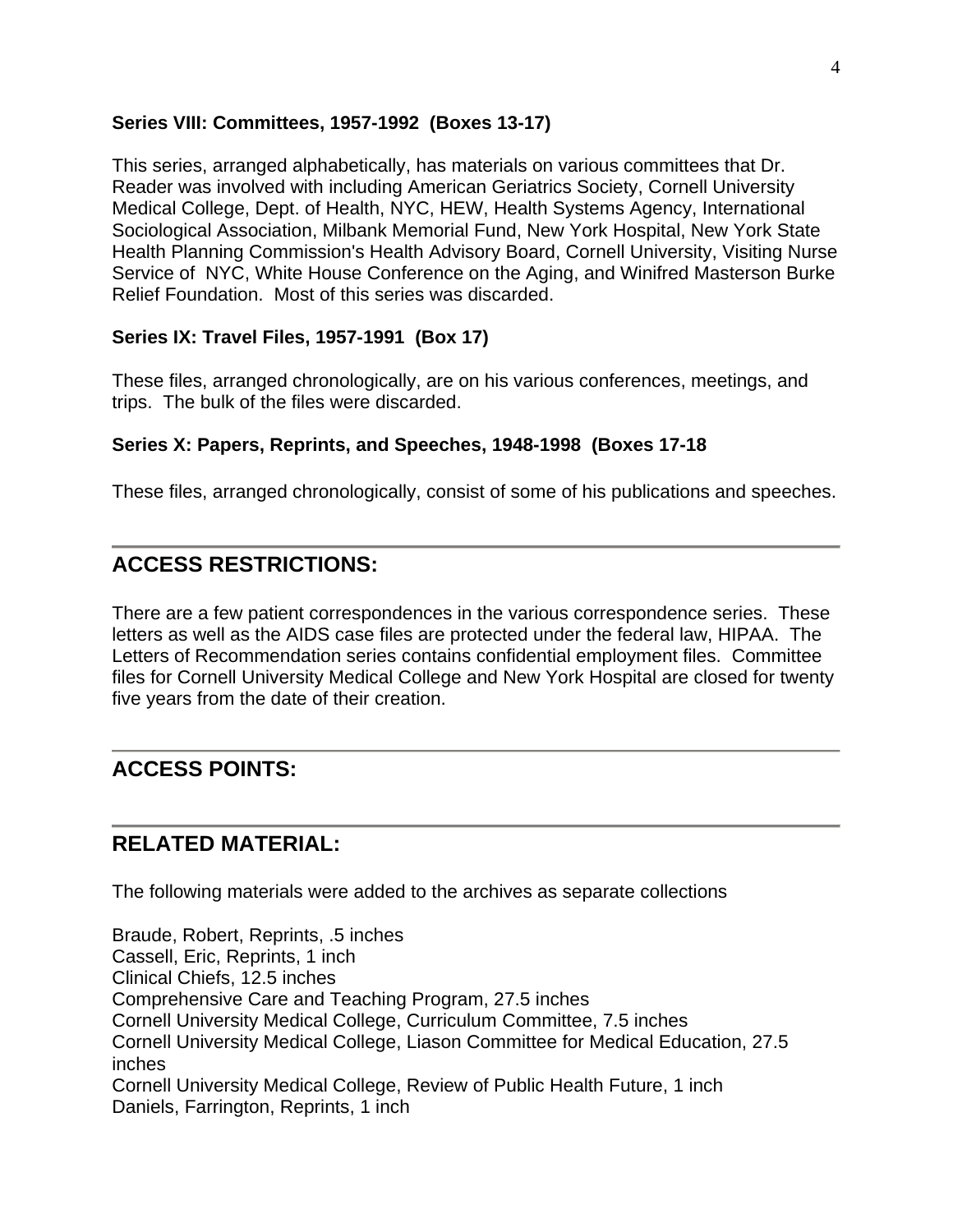**Series VIII: Committees, 1957-1992 (Boxes 13-17)**

This series, arranged alphabetically, has materials on various committees that Dr. Reader was involved with including American Geriatrics Society, Cornell University Medical College, Dept. of Health, NYC, HEW, Health Systems Agency, International Sociological Association, Milbank Memorial Fund, New York Hospital, New York State Health Planning Commission's Health Advisory Board, Cornell University, Visiting Nurse Service of NYC, White House Conference on the Aging, and Winifred Masterson Burke Relief Foundation. Most of this series was discarded.

**Series IX: Travel Files, 1957-1991 (Box 17)**

These files, arranged chronologically, are on his various conferences, meetings, and trips. The bulk of the files were discarded.

**Series X: Papers, Reprints, and Speeches, 1948-1998 (Boxes 17-18**

These files, arranged chronologically, consist of some of his publications and speeches.

## ACCESS RESTRICTIONS:

There are a few patient correspondences in the various correspondence series. These letters as well as the AIDS case files are protected under the federal law, HIPAA. The Letters of Recommendation series contains confidential employment files. Committee files for Cornell University Medical College and New York Hospital are closed for twenty five years from the date of their creation.

## ACCESS POINTS:

## RELATED MATERIAL:

The following materials were added to the archives as separate collections

Braude, Robert, Reprints, .5 inches
Cassell, Eric, Reprints, 1 inch
Clinical Chiefs, 12.5 inches
Comprehensive Care and Teaching Program, 27.5 inches
Cornell University Medical College, Curriculum Committee, 7.5 inches
Cornell University Medical College, Liason Committee for Medical Education, 27.5 inches
Cornell University Medical College, Review of Public Health Future, 1 inch
Daniels, Farrington, Reprints, 1 inch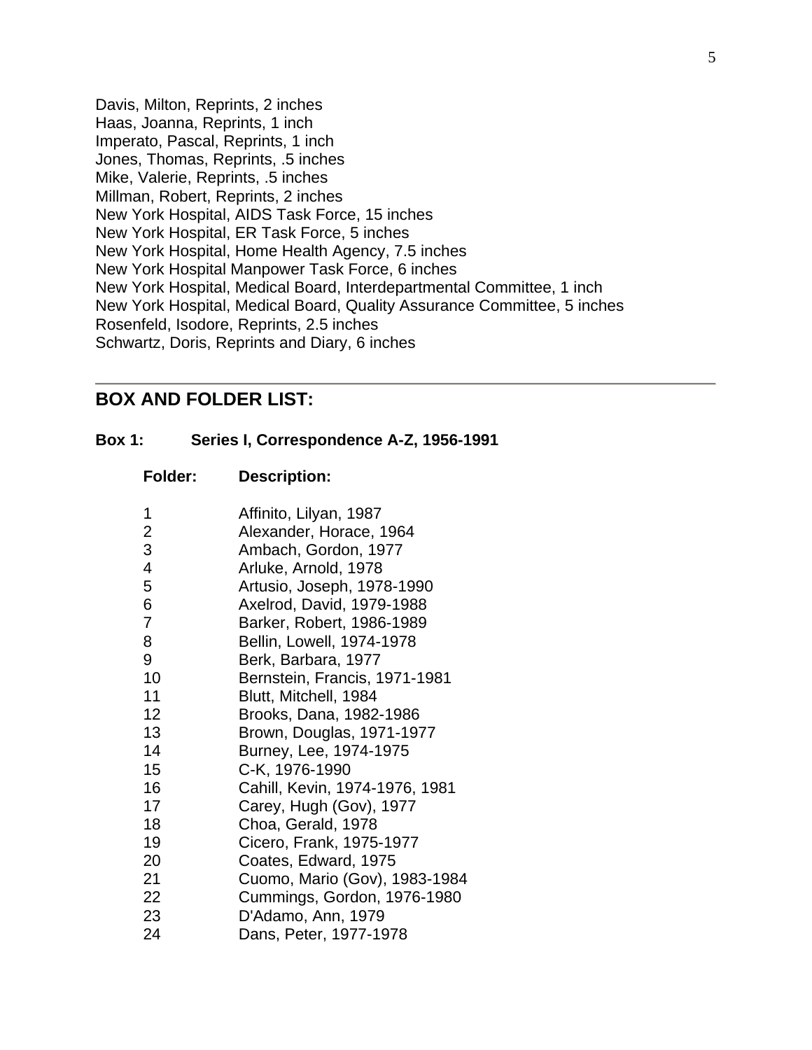Davis, Milton, Reprints, 2 inches
Haas, Joanna, Reprints, 1 inch
Imperato, Pascal, Reprints, 1 inch
Jones, Thomas, Reprints, .5 inches
Mike, Valerie, Reprints, .5 inches
Millman, Robert, Reprints, 2 inches
New York Hospital, AIDS Task Force, 15 inches
New York Hospital, ER Task Force, 5 inches
New York Hospital, Home Health Agency, 7.5 inches
New York Hospital Manpower Task Force, 6 inches
New York Hospital, Medical Board, Interdepartmental Committee, 1 inch
New York Hospital, Medical Board, Quality Assurance Committee, 5 inches
Rosenfeld, Isodore, Reprints, 2.5 inches
Schwartz, Doris, Reprints and Diary, 6 inches

---

## BOX AND FOLDER LIST:

### Box 1: Series I, Correspondence A-Z, 1956-1991

| Folder: | Description: |
|---|---|
| 1 | Affinito, Lilyan, 1987 |
| 2 | Alexander, Horace, 1964 |
| 3 | Ambach, Gordon, 1977 |
| 4 | Arluke, Arnold, 1978 |
| 5 | Artusio, Joseph, 1978-1990 |
| 6 | Axelrod, David, 1979-1988 |
| 7 | Barker, Robert, 1986-1989 |
| 8 | Bellin, Lowell, 1974-1978 |
| 9 | Berk, Barbara, 1977 |
| 10 | Bernstein, Francis, 1971-1981 |
| 11 | Blutt, Mitchell, 1984 |
| 12 | Brooks, Dana, 1982-1986 |
| 13 | Brown, Douglas, 1971-1977 |
| 14 | Burney, Lee, 1974-1975 |
| 15 | C-K, 1976-1990 |
| 16 | Cahill, Kevin, 1974-1976, 1981 |
| 17 | Carey, Hugh (Gov), 1977 |
| 18 | Choa, Gerald, 1978 |
| 19 | Cicero, Frank, 1975-1977 |
| 20 | Coates, Edward, 1975 |
| 21 | Cuomo, Mario (Gov), 1983-1984 |
| 22 | Cummings, Gordon, 1976-1980 |
| 23 | D'Adamo, Ann, 1979 |
| 24 | Dans, Peter, 1977-1978 |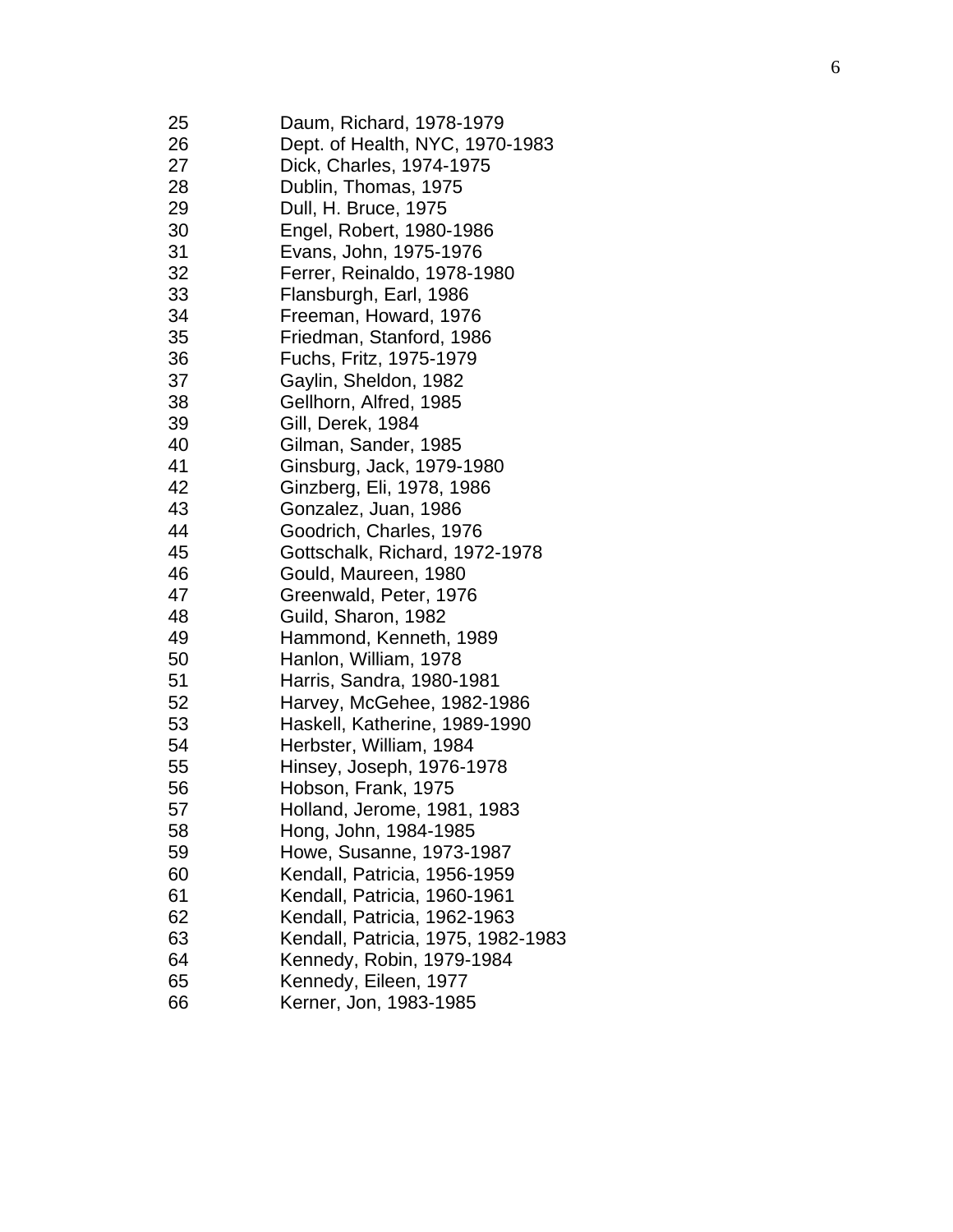| | |
|---|---|
| 25 | Daum, Richard, 1978-1979 |
| 26 | Dept. of Health, NYC, 1970-1983 |
| 27 | Dick, Charles, 1974-1975 |
| 28 | Dublin, Thomas, 1975 |
| 29 | Dull, H. Bruce, 1975 |
| 30 | Engel, Robert, 1980-1986 |
| 31 | Evans, John, 1975-1976 |
| 32 | Ferrer, Reinaldo, 1978-1980 |
| 33 | Flansburgh, Earl, 1986 |
| 34 | Freeman, Howard, 1976 |
| 35 | Friedman, Stanford, 1986 |
| 36 | Fuchs, Fritz, 1975-1979 |
| 37 | Gaylin, Sheldon, 1982 |
| 38 | Gellhorn, Alfred, 1985 |
| 39 | Gill, Derek, 1984 |
| 40 | Gilman, Sander, 1985 |
| 41 | Ginsburg, Jack, 1979-1980 |
| 42 | Ginzberg, Eli, 1978, 1986 |
| 43 | Gonzalez, Juan, 1986 |
| 44 | Goodrich, Charles, 1976 |
| 45 | Gottschalk, Richard, 1972-1978 |
| 46 | Gould, Maureen, 1980 |
| 47 | Greenwald, Peter, 1976 |
| 48 | Guild, Sharon, 1982 |
| 49 | Hammond, Kenneth, 1989 |
| 50 | Hanlon, William, 1978 |
| 51 | Harris, Sandra, 1980-1981 |
| 52 | Harvey, McGehee, 1982-1986 |
| 53 | Haskell, Katherine, 1989-1990 |
| 54 | Herbster, William, 1984 |
| 55 | Hinsey, Joseph, 1976-1978 |
| 56 | Hobson, Frank, 1975 |
| 57 | Holland, Jerome, 1981, 1983 |
| 58 | Hong, John, 1984-1985 |
| 59 | Howe, Susanne, 1973-1987 |
| 60 | Kendall, Patricia, 1956-1959 |
| 61 | Kendall, Patricia, 1960-1961 |
| 62 | Kendall, Patricia, 1962-1963 |
| 63 | Kendall, Patricia, 1975, 1982-1983 |
| 64 | Kennedy, Robin, 1979-1984 |
| 65 | Kennedy, Eileen, 1977 |
| 66 | Kerner, Jon, 1983-1985 |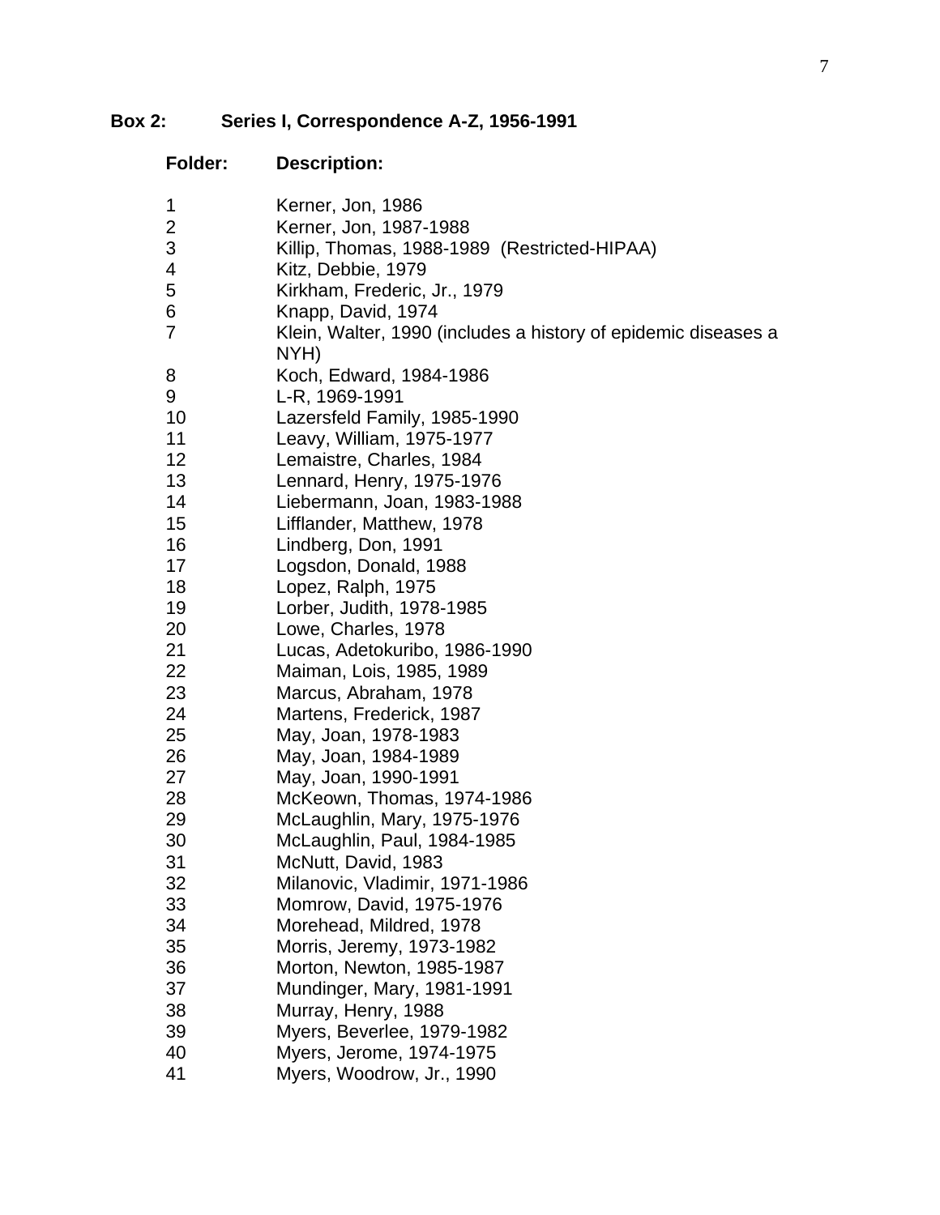**Box 2: Series I, Correspondence A-Z, 1956-1991**

| Folder: | Description: |
|---|---|
| 1 | Kerner, Jon, 1986 |
| 2 | Kerner, Jon, 1987-1988 |
| 3 | Killip, Thomas, 1988-1989 (Restricted-HIPAA) |
| 4 | Kitz, Debbie, 1979 |
| 5 | Kirkham, Frederic, Jr., 1979 |
| 6 | Knapp, David, 1974 |
| 7 | Klein, Walter, 1990 (includes a history of epidemic diseases a NYH) |
| 8 | Koch, Edward, 1984-1986 |
| 9 | L-R, 1969-1991 |
| 10 | Lazersfeld Family, 1985-1990 |
| 11 | Leavy, William, 1975-1977 |
| 12 | Lemaistre, Charles, 1984 |
| 13 | Lennard, Henry, 1975-1976 |
| 14 | Liebermann, Joan, 1983-1988 |
| 15 | Lifflander, Matthew, 1978 |
| 16 | Lindberg, Don, 1991 |
| 17 | Logsdon, Donald, 1988 |
| 18 | Lopez, Ralph, 1975 |
| 19 | Lorber, Judith, 1978-1985 |
| 20 | Lowe, Charles, 1978 |
| 21 | Lucas, Adetokuribo, 1986-1990 |
| 22 | Maiman, Lois, 1985, 1989 |
| 23 | Marcus, Abraham, 1978 |
| 24 | Martens, Frederick, 1987 |
| 25 | May, Joan, 1978-1983 |
| 26 | May, Joan, 1984-1989 |
| 27 | May, Joan, 1990-1991 |
| 28 | McKeown, Thomas, 1974-1986 |
| 29 | McLaughlin, Mary, 1975-1976 |
| 30 | McLaughlin, Paul, 1984-1985 |
| 31 | McNutt, David, 1983 |
| 32 | Milanovic, Vladimir, 1971-1986 |
| 33 | Momrow, David, 1975-1976 |
| 34 | Morehead, Mildred, 1978 |
| 35 | Morris, Jeremy, 1973-1982 |
| 36 | Morton, Newton, 1985-1987 |
| 37 | Mundinger, Mary, 1981-1991 |
| 38 | Murray, Henry, 1988 |
| 39 | Myers, Beverlee, 1979-1982 |
| 40 | Myers, Jerome, 1974-1975 |
| 41 | Myers, Woodrow, Jr., 1990 |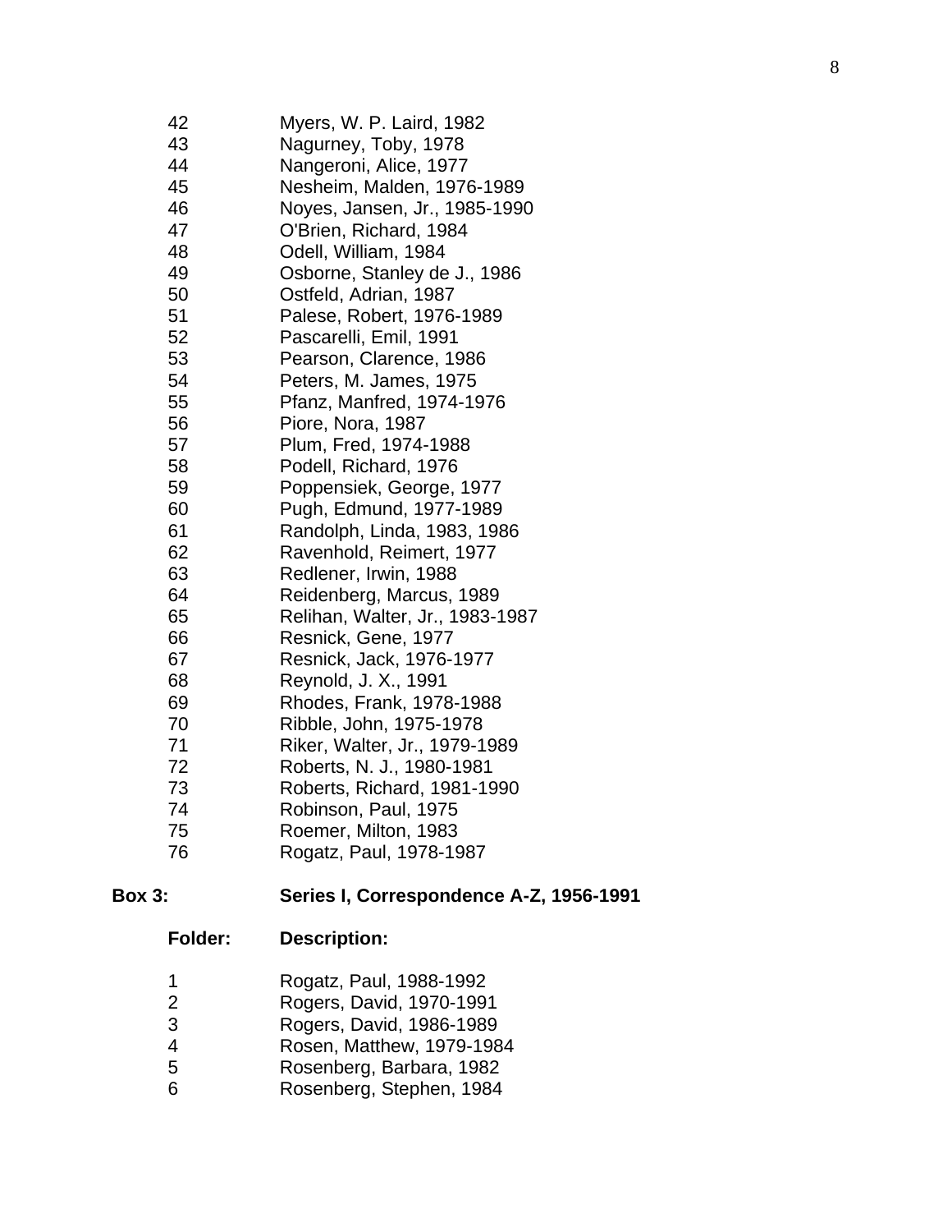| | |
|---|---|
| 42 | Myers, W. P. Laird, 1982 |
| 43 | Nagurney, Toby, 1978 |
| 44 | Nangeroni, Alice, 1977 |
| 45 | Nesheim, Malden, 1976-1989 |
| 46 | Noyes, Jansen, Jr., 1985-1990 |
| 47 | O'Brien, Richard, 1984 |
| 48 | Odell, William, 1984 |
| 49 | Osborne, Stanley de J., 1986 |
| 50 | Ostfeld, Adrian, 1987 |
| 51 | Palese, Robert, 1976-1989 |
| 52 | Pascarelli, Emil, 1991 |
| 53 | Pearson, Clarence, 1986 |
| 54 | Peters, M. James, 1975 |
| 55 | Pfanz, Manfred, 1974-1976 |
| 56 | Piore, Nora, 1987 |
| 57 | Plum, Fred, 1974-1988 |
| 58 | Podell, Richard, 1976 |
| 59 | Poppensiek, George, 1977 |
| 60 | Pugh, Edmund, 1977-1989 |
| 61 | Randolph, Linda, 1983, 1986 |
| 62 | Ravenhold, Reimert, 1977 |
| 63 | Redlener, Irwin, 1988 |
| 64 | Reidenberg, Marcus, 1989 |
| 65 | Relihan, Walter, Jr., 1983-1987 |
| 66 | Resnick, Gene, 1977 |
| 67 | Resnick, Jack, 1976-1977 |
| 68 | Reynold, J. X., 1991 |
| 69 | Rhodes, Frank, 1978-1988 |
| 70 | Ribble, John, 1975-1978 |
| 71 | Riker, Walter, Jr., 1979-1989 |
| 72 | Roberts, N. J., 1980-1981 |
| 73 | Roberts, Richard, 1981-1990 |
| 74 | Robinson, Paul, 1975 |
| 75 | Roemer, Milton, 1983 |
| 76 | Rogatz, Paul, 1978-1987 |

**Box 3:** **Series I, Correspondence A-Z, 1956-1991**

| **Folder:** | **Description:** |
|---|---|
| 1 | Rogatz, Paul, 1988-1992 |
| 2 | Rogers, David, 1970-1991 |
| 3 | Rogers, David, 1986-1989 |
| 4 | Rosen, Matthew, 1979-1984 |
| 5 | Rosenberg, Barbara, 1982 |
| 6 | Rosenberg, Stephen, 1984 |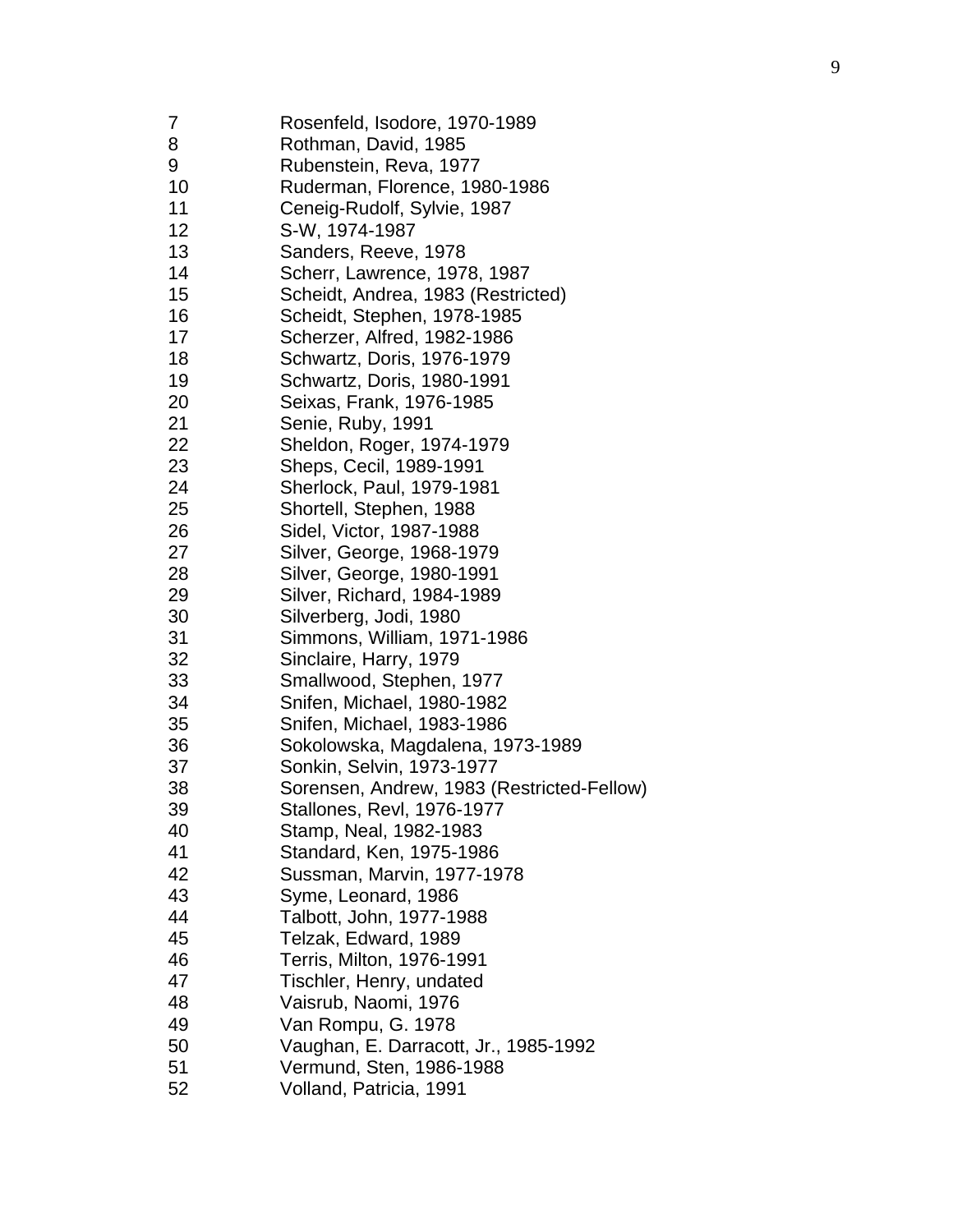| | |
|---|---|
| 7 | Rosenfeld, Isodore, 1970-1989 |
| 8 | Rothman, David, 1985 |
| 9 | Rubenstein, Reva, 1977 |
| 10 | Ruderman, Florence, 1980-1986 |
| 11 | Ceneig-Rudolf, Sylvie, 1987 |
| 12 | S-W, 1974-1987 |
| 13 | Sanders, Reeve, 1978 |
| 14 | Scherr, Lawrence, 1978, 1987 |
| 15 | Scheidt, Andrea, 1983 (Restricted) |
| 16 | Scheidt, Stephen, 1978-1985 |
| 17 | Scherzer, Alfred, 1982-1986 |
| 18 | Schwartz, Doris, 1976-1979 |
| 19 | Schwartz, Doris, 1980-1991 |
| 20 | Seixas, Frank, 1976-1985 |
| 21 | Senie, Ruby, 1991 |
| 22 | Sheldon, Roger, 1974-1979 |
| 23 | Sheps, Cecil, 1989-1991 |
| 24 | Sherlock, Paul, 1979-1981 |
| 25 | Shortell, Stephen, 1988 |
| 26 | Sidel, Victor, 1987-1988 |
| 27 | Silver, George, 1968-1979 |
| 28 | Silver, George, 1980-1991 |
| 29 | Silver, Richard, 1984-1989 |
| 30 | Silverberg, Jodi, 1980 |
| 31 | Simmons, William, 1971-1986 |
| 32 | Sinclaire, Harry, 1979 |
| 33 | Smallwood, Stephen, 1977 |
| 34 | Snifen, Michael, 1980-1982 |
| 35 | Snifen, Michael, 1983-1986 |
| 36 | Sokolowska, Magdalena, 1973-1989 |
| 37 | Sonkin, Selvin, 1973-1977 |
| 38 | Sorensen, Andrew, 1983 (Restricted-Fellow) |
| 39 | Stallones, Revl, 1976-1977 |
| 40 | Stamp, Neal, 1982-1983 |
| 41 | Standard, Ken, 1975-1986 |
| 42 | Sussman, Marvin, 1977-1978 |
| 43 | Syme, Leonard, 1986 |
| 44 | Talbott, John, 1977-1988 |
| 45 | Telzak, Edward, 1989 |
| 46 | Terris, Milton, 1976-1991 |
| 47 | Tischler, Henry, undated |
| 48 | Vaisrub, Naomi, 1976 |
| 49 | Van Rompu, G. 1978 |
| 50 | Vaughan, E. Darracott, Jr., 1985-1992 |
| 51 | Vermund, Sten, 1986-1988 |
| 52 | Volland, Patricia, 1991 |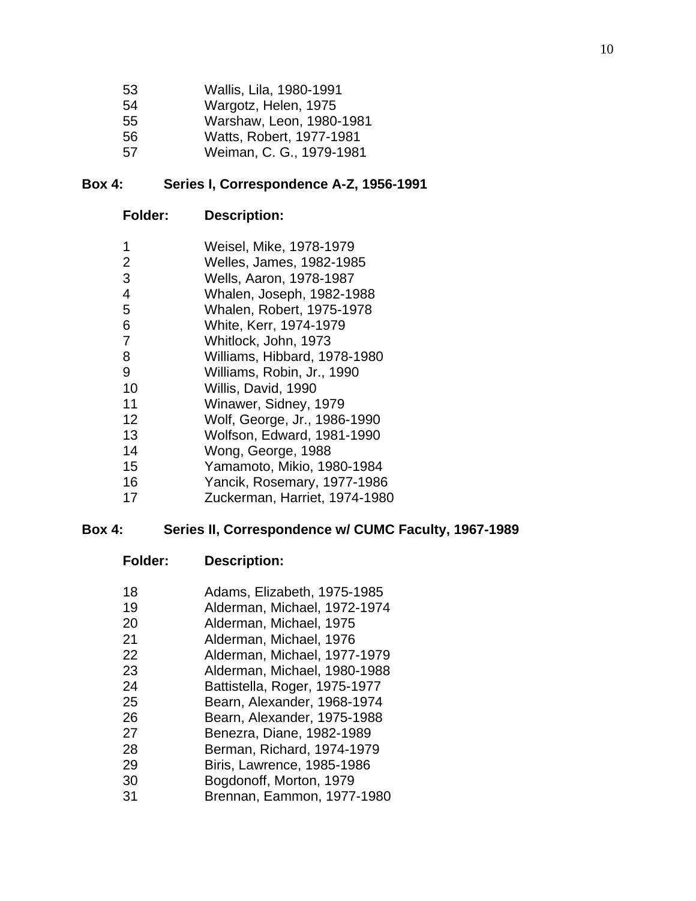| | |
|---|---|
| 53 | Wallis, Lila, 1980-1991 |
| 54 | Wargotz, Helen, 1975 |
| 55 | Warshaw, Leon, 1980-1981 |
| 56 | Watts, Robert, 1977-1981 |
| 57 | Weiman, C. G., 1979-1981 |

**Box 4: Series I, Correspondence A-Z, 1956-1991**

| Folder: | Description: |
|---|---|
| 1 | Weisel, Mike, 1978-1979 |
| 2 | Welles, James, 1982-1985 |
| 3 | Wells, Aaron, 1978-1987 |
| 4 | Whalen, Joseph, 1982-1988 |
| 5 | Whalen, Robert, 1975-1978 |
| 6 | White, Kerr, 1974-1979 |
| 7 | Whitlock, John, 1973 |
| 8 | Williams, Hibbard, 1978-1980 |
| 9 | Williams, Robin, Jr., 1990 |
| 10 | Willis, David, 1990 |
| 11 | Winawer, Sidney, 1979 |
| 12 | Wolf, George, Jr., 1986-1990 |
| 13 | Wolfson, Edward, 1981-1990 |
| 14 | Wong, George, 1988 |
| 15 | Yamamoto, Mikio, 1980-1984 |
| 16 | Yancik, Rosemary, 1977-1986 |
| 17 | Zuckerman, Harriet, 1974-1980 |

**Box 4: Series II, Correspondence w/ CUMC Faculty, 1967-1989**

| Folder: | Description: |
|---|---|
| 18 | Adams, Elizabeth, 1975-1985 |
| 19 | Alderman, Michael, 1972-1974 |
| 20 | Alderman, Michael, 1975 |
| 21 | Alderman, Michael, 1976 |
| 22 | Alderman, Michael, 1977-1979 |
| 23 | Alderman, Michael, 1980-1988 |
| 24 | Battistella, Roger, 1975-1977 |
| 25 | Bearn, Alexander, 1968-1974 |
| 26 | Bearn, Alexander, 1975-1988 |
| 27 | Benezra, Diane, 1982-1989 |
| 28 | Berman, Richard, 1974-1979 |
| 29 | Biris, Lawrence, 1985-1986 |
| 30 | Bogdonoff, Morton, 1979 |
| 31 | Brennan, Eammon, 1977-1980 |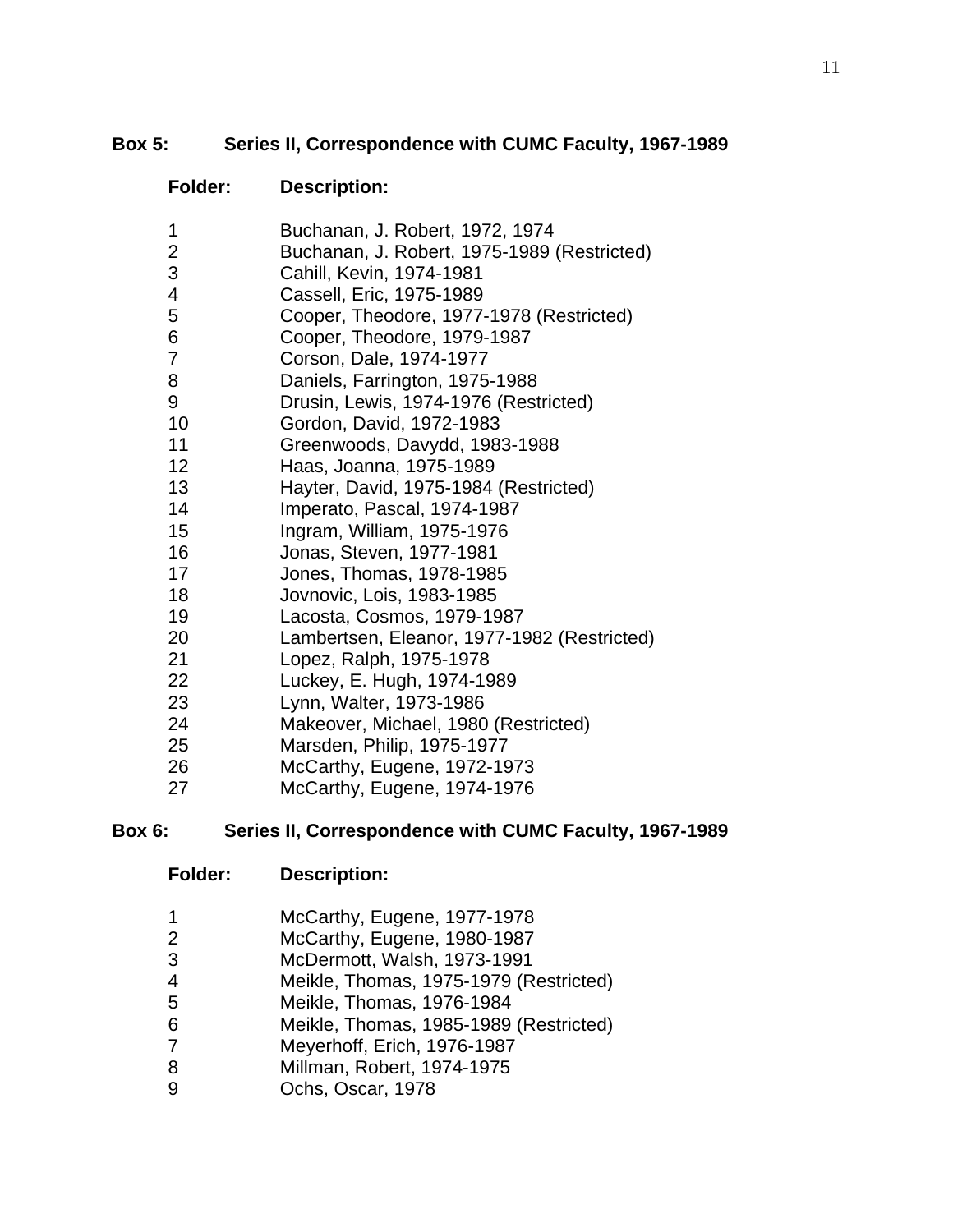**Box 5: Series II, Correspondence with CUMC Faculty, 1967-1989**

| Folder: | Description: |
|---|---|
| 1 | Buchanan, J. Robert, 1972, 1974 |
| 2 | Buchanan, J. Robert, 1975-1989 (Restricted) |
| 3 | Cahill, Kevin, 1974-1981 |
| 4 | Cassell, Eric, 1975-1989 |
| 5 | Cooper, Theodore, 1977-1978 (Restricted) |
| 6 | Cooper, Theodore, 1979-1987 |
| 7 | Corson, Dale, 1974-1977 |
| 8 | Daniels, Farrington, 1975-1988 |
| 9 | Drusin, Lewis, 1974-1976 (Restricted) |
| 10 | Gordon, David, 1972-1983 |
| 11 | Greenwoods, Davydd, 1983-1988 |
| 12 | Haas, Joanna, 1975-1989 |
| 13 | Hayter, David, 1975-1984 (Restricted) |
| 14 | Imperato, Pascal, 1974-1987 |
| 15 | Ingram, William, 1975-1976 |
| 16 | Jonas, Steven, 1977-1981 |
| 17 | Jones, Thomas, 1978-1985 |
| 18 | Jovnovic, Lois, 1983-1985 |
| 19 | Lacosta, Cosmos, 1979-1987 |
| 20 | Lambertsen, Eleanor, 1977-1982 (Restricted) |
| 21 | Lopez, Ralph, 1975-1978 |
| 22 | Luckey, E. Hugh, 1974-1989 |
| 23 | Lynn, Walter, 1973-1986 |
| 24 | Makeover, Michael, 1980 (Restricted) |
| 25 | Marsden, Philip, 1975-1977 |
| 26 | McCarthy, Eugene, 1972-1973 |
| 27 | McCarthy, Eugene, 1974-1976 |

**Box 6: Series II, Correspondence with CUMC Faculty, 1967-1989**

| Folder: | Description: |
|---|---|
| 1 | McCarthy, Eugene, 1977-1978 |
| 2 | McCarthy, Eugene, 1980-1987 |
| 3 | McDermott, Walsh, 1973-1991 |
| 4 | Meikle, Thomas, 1975-1979 (Restricted) |
| 5 | Meikle, Thomas, 1976-1984 |
| 6 | Meikle, Thomas, 1985-1989 (Restricted) |
| 7 | Meyerhoff, Erich, 1976-1987 |
| 8 | Millman, Robert, 1974-1975 |
| 9 | Ochs, Oscar, 1978 |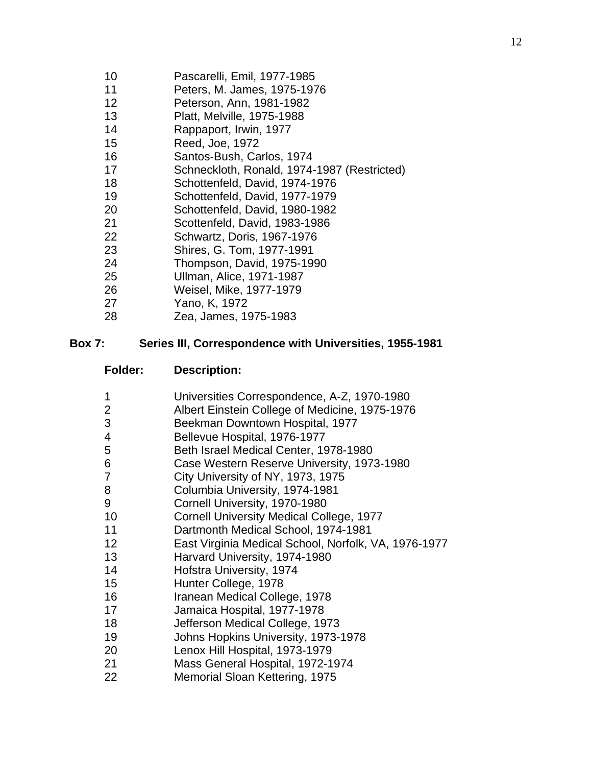| Folder | Description |
|---|---|
| 10 | Pascarelli, Emil, 1977-1985 |
| 11 | Peters, M. James, 1975-1976 |
| 12 | Peterson, Ann, 1981-1982 |
| 13 | Platt, Melville, 1975-1988 |
| 14 | Rappaport, Irwin, 1977 |
| 15 | Reed, Joe, 1972 |
| 16 | Santos-Bush, Carlos, 1974 |
| 17 | Schneckloth, Ronald, 1974-1987 (Restricted) |
| 18 | Schottenfeld, David, 1974-1976 |
| 19 | Schottenfeld, David, 1977-1979 |
| 20 | Schottenfeld, David, 1980-1982 |
| 21 | Scottenfeld, David, 1983-1986 |
| 22 | Schwartz, Doris, 1967-1976 |
| 23 | Shires, G. Tom, 1977-1991 |
| 24 | Thompson, David, 1975-1990 |
| 25 | Ullman, Alice, 1971-1987 |
| 26 | Weisel, Mike, 1977-1979 |
| 27 | Yano, K, 1972 |
| 28 | Zea, James, 1975-1983 |

**Box 7: Series III, Correspondence with Universities, 1955-1981**

| **Folder:** | **Description:** |
|---|---|
| 1 | Universities Correspondence, A-Z, 1970-1980 |
| 2 | Albert Einstein College of Medicine, 1975-1976 |
| 3 | Beekman Downtown Hospital, 1977 |
| 4 | Bellevue Hospital, 1976-1977 |
| 5 | Beth Israel Medical Center, 1978-1980 |
| 6 | Case Western Reserve University, 1973-1980 |
| 7 | City University of NY, 1973, 1975 |
| 8 | Columbia University, 1974-1981 |
| 9 | Cornell University, 1970-1980 |
| 10 | Cornell University Medical College, 1977 |
| 11 | Dartmonth Medical School, 1974-1981 |
| 12 | East Virginia Medical School, Norfolk, VA, 1976-1977 |
| 13 | Harvard University, 1974-1980 |
| 14 | Hofstra University, 1974 |
| 15 | Hunter College, 1978 |
| 16 | Iranean Medical College, 1978 |
| 17 | Jamaica Hospital, 1977-1978 |
| 18 | Jefferson Medical College, 1973 |
| 19 | Johns Hopkins University, 1973-1978 |
| 20 | Lenox Hill Hospital, 1973-1979 |
| 21 | Mass General Hospital, 1972-1974 |
| 22 | Memorial Sloan Kettering, 1975 |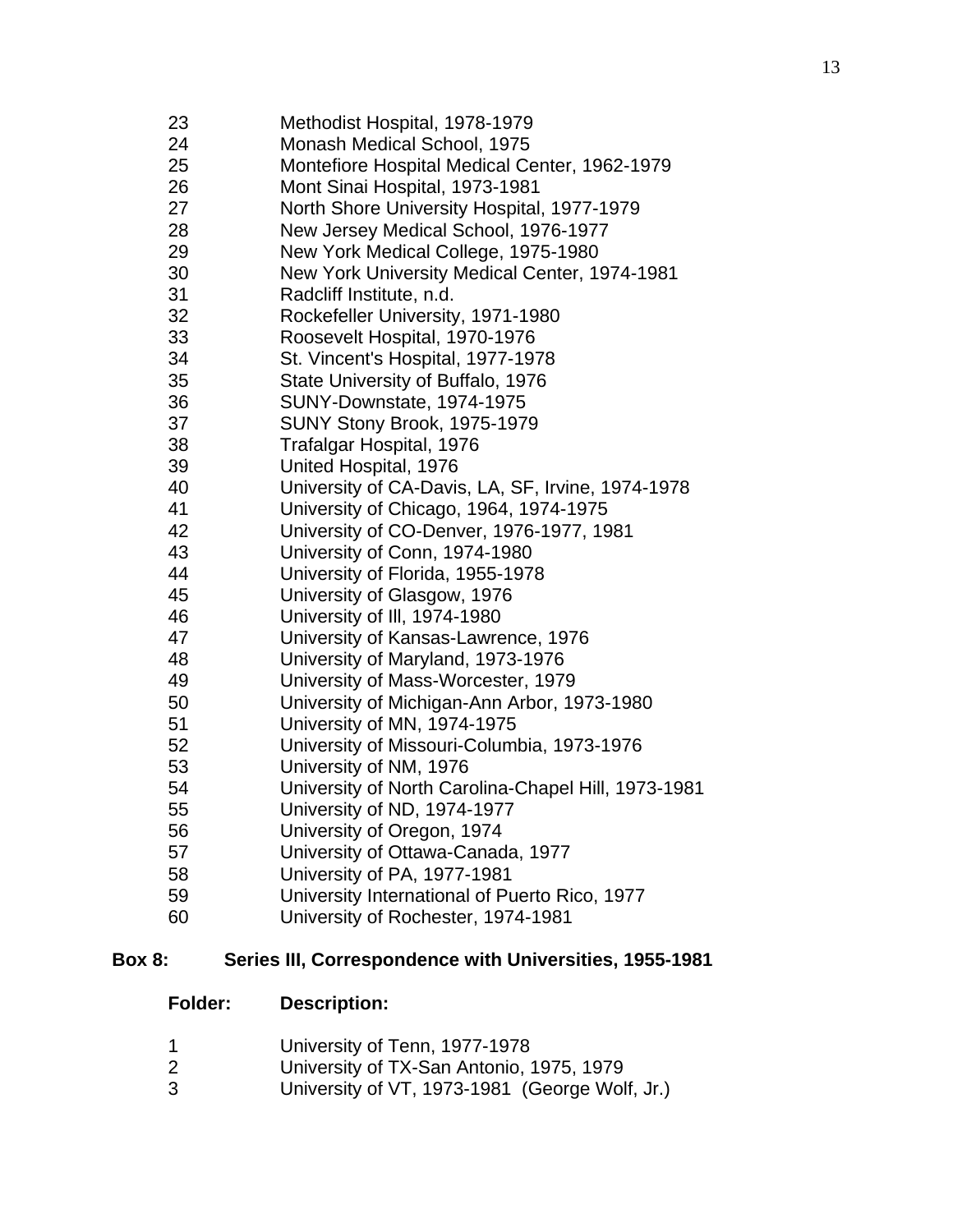| Folder | Description |
|---|---|
| 23 | Methodist Hospital, 1978-1979 |
| 24 | Monash Medical School, 1975 |
| 25 | Montefiore Hospital Medical Center, 1962-1979 |
| 26 | Mont Sinai Hospital, 1973-1981 |
| 27 | North Shore University Hospital, 1977-1979 |
| 28 | New Jersey Medical School, 1976-1977 |
| 29 | New York Medical College, 1975-1980 |
| 30 | New York University Medical Center, 1974-1981 |
| 31 | Radcliff Institute, n.d. |
| 32 | Rockefeller University, 1971-1980 |
| 33 | Roosevelt Hospital, 1970-1976 |
| 34 | St. Vincent's Hospital, 1977-1978 |
| 35 | State University of Buffalo, 1976 |
| 36 | SUNY-Downstate, 1974-1975 |
| 37 | SUNY Stony Brook, 1975-1979 |
| 38 | Trafalgar Hospital, 1976 |
| 39 | United Hospital, 1976 |
| 40 | University of CA-Davis, LA, SF, Irvine, 1974-1978 |
| 41 | University of Chicago, 1964, 1974-1975 |
| 42 | University of CO-Denver, 1976-1977, 1981 |
| 43 | University of Conn, 1974-1980 |
| 44 | University of Florida, 1955-1978 |
| 45 | University of Glasgow, 1976 |
| 46 | University of Ill, 1974-1980 |
| 47 | University of Kansas-Lawrence, 1976 |
| 48 | University of Maryland, 1973-1976 |
| 49 | University of Mass-Worcester, 1979 |
| 50 | University of Michigan-Ann Arbor, 1973-1980 |
| 51 | University of MN, 1974-1975 |
| 52 | University of Missouri-Columbia, 1973-1976 |
| 53 | University of NM, 1976 |
| 54 | University of North Carolina-Chapel Hill, 1973-1981 |
| 55 | University of ND, 1974-1977 |
| 56 | University of Oregon, 1974 |
| 57 | University of Ottawa-Canada, 1977 |
| 58 | University of PA, 1977-1981 |
| 59 | University International of Puerto Rico, 1977 |
| 60 | University of Rochester, 1974-1981 |

**Box 8: Series III, Correspondence with Universities, 1955-1981**

| **Folder:** | **Description:** |
|---|---|
| 1 | University of Tenn, 1977-1978 |
| 2 | University of TX-San Antonio, 1975, 1979 |
| 3 | University of VT, 1973-1981 (George Wolf, Jr.) |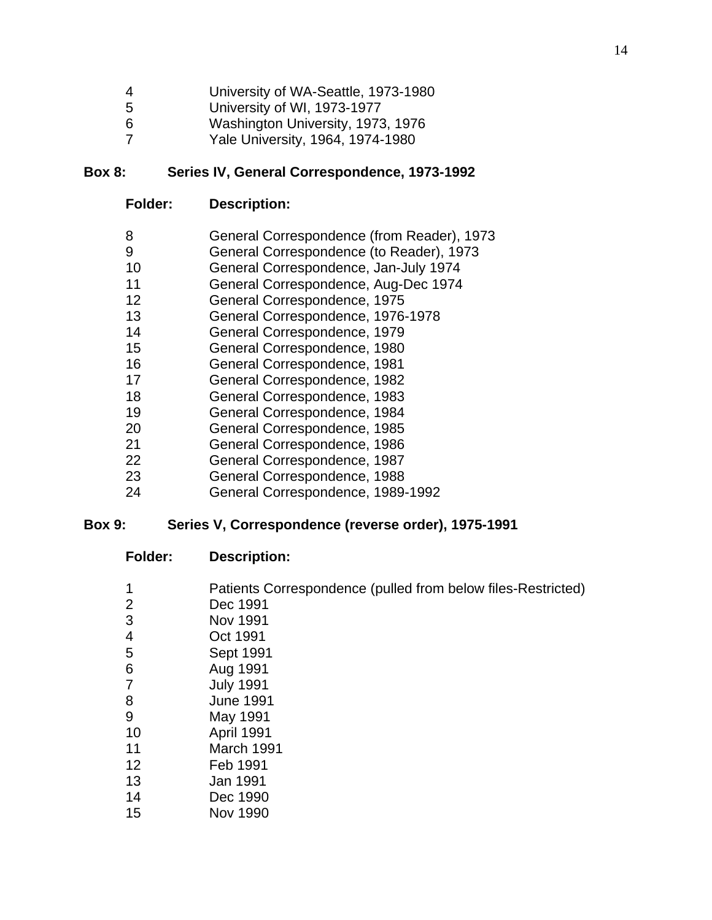| | |
|---|---|
| 4 | University of WA-Seattle, 1973-1980 |
| 5 | University of WI, 1973-1977 |
| 6 | Washington University, 1973, 1976 |
| 7 | Yale University, 1964, 1974-1980 |

**Box 8: Series IV, General Correspondence, 1973-1992**

| **Folder:** | **Description:** |
|---|---|
| 8 | General Correspondence (from Reader), 1973 |
| 9 | General Correspondence (to Reader), 1973 |
| 10 | General Correspondence, Jan-July 1974 |
| 11 | General Correspondence, Aug-Dec 1974 |
| 12 | General Correspondence, 1975 |
| 13 | General Correspondence, 1976-1978 |
| 14 | General Correspondence, 1979 |
| 15 | General Correspondence, 1980 |
| 16 | General Correspondence, 1981 |
| 17 | General Correspondence, 1982 |
| 18 | General Correspondence, 1983 |
| 19 | General Correspondence, 1984 |
| 20 | General Correspondence, 1985 |
| 21 | General Correspondence, 1986 |
| 22 | General Correspondence, 1987 |
| 23 | General Correspondence, 1988 |
| 24 | General Correspondence, 1989-1992 |

**Box 9: Series V, Correspondence (reverse order), 1975-1991**

| **Folder:** | **Description:** |
|---|---|
| 1 | Patients Correspondence (pulled from below files-Restricted) |
| 2 | Dec 1991 |
| 3 | Nov 1991 |
| 4 | Oct 1991 |
| 5 | Sept 1991 |
| 6 | Aug 1991 |
| 7 | July 1991 |
| 8 | June 1991 |
| 9 | May 1991 |
| 10 | April 1991 |
| 11 | March 1991 |
| 12 | Feb 1991 |
| 13 | Jan 1991 |
| 14 | Dec 1990 |
| 15 | Nov 1990 |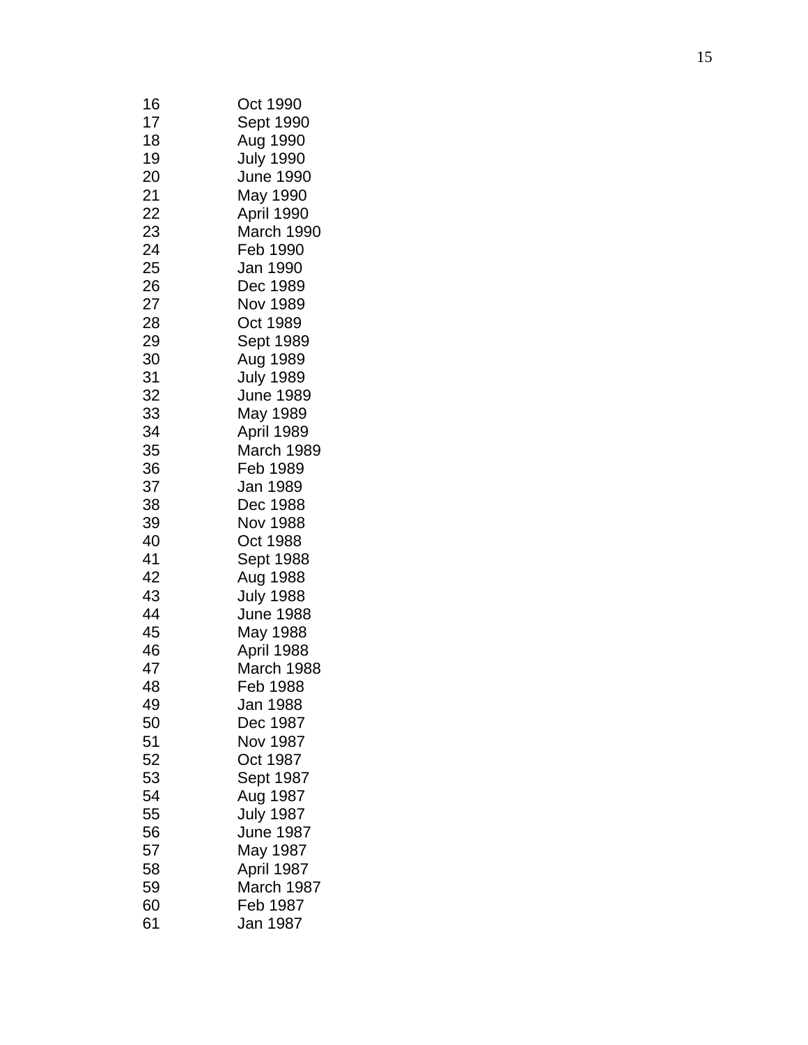| | |
|---|---|
| 16 | Oct 1990 |
| 17 | Sept 1990 |
| 18 | Aug 1990 |
| 19 | July 1990 |
| 20 | June 1990 |
| 21 | May 1990 |
| 22 | April 1990 |
| 23 | March 1990 |
| 24 | Feb 1990 |
| 25 | Jan 1990 |
| 26 | Dec 1989 |
| 27 | Nov 1989 |
| 28 | Oct 1989 |
| 29 | Sept 1989 |
| 30 | Aug 1989 |
| 31 | July 1989 |
| 32 | June 1989 |
| 33 | May 1989 |
| 34 | April 1989 |
| 35 | March 1989 |
| 36 | Feb 1989 |
| 37 | Jan 1989 |
| 38 | Dec 1988 |
| 39 | Nov 1988 |
| 40 | Oct 1988 |
| 41 | Sept 1988 |
| 42 | Aug 1988 |
| 43 | July 1988 |
| 44 | June 1988 |
| 45 | May 1988 |
| 46 | April 1988 |
| 47 | March 1988 |
| 48 | Feb 1988 |
| 49 | Jan 1988 |
| 50 | Dec 1987 |
| 51 | Nov 1987 |
| 52 | Oct 1987 |
| 53 | Sept 1987 |
| 54 | Aug 1987 |
| 55 | July 1987 |
| 56 | June 1987 |
| 57 | May 1987 |
| 58 | April 1987 |
| 59 | March 1987 |
| 60 | Feb 1987 |
| 61 | Jan 1987 |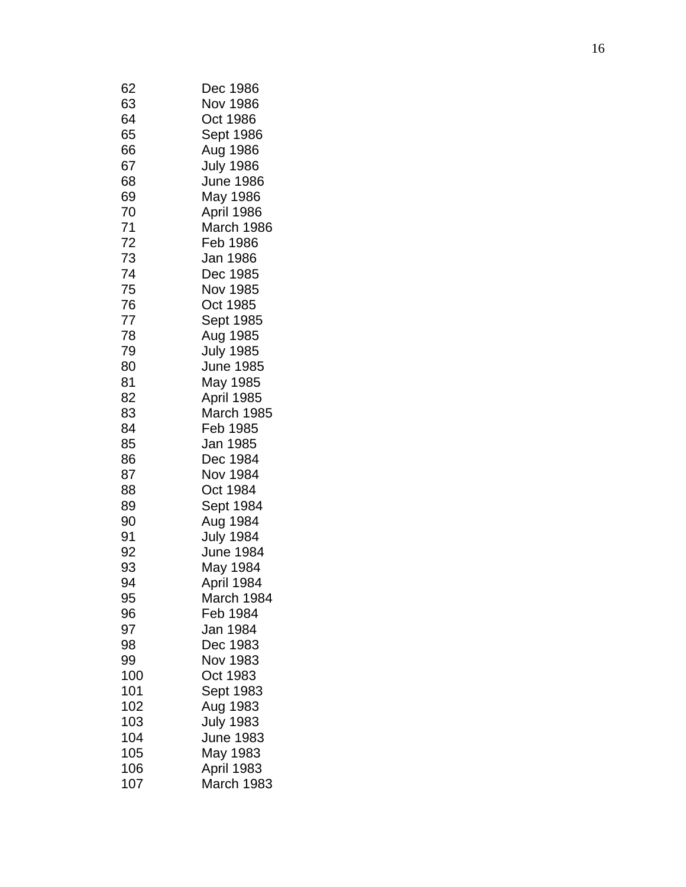| | |
|---|---|
| 62 | Dec 1986 |
| 63 | Nov 1986 |
| 64 | Oct 1986 |
| 65 | Sept 1986 |
| 66 | Aug 1986 |
| 67 | July 1986 |
| 68 | June 1986 |
| 69 | May 1986 |
| 70 | April 1986 |
| 71 | March 1986 |
| 72 | Feb 1986 |
| 73 | Jan 1986 |
| 74 | Dec 1985 |
| 75 | Nov 1985 |
| 76 | Oct 1985 |
| 77 | Sept 1985 |
| 78 | Aug 1985 |
| 79 | July 1985 |
| 80 | June 1985 |
| 81 | May 1985 |
| 82 | April 1985 |
| 83 | March 1985 |
| 84 | Feb 1985 |
| 85 | Jan 1985 |
| 86 | Dec 1984 |
| 87 | Nov 1984 |
| 88 | Oct 1984 |
| 89 | Sept 1984 |
| 90 | Aug 1984 |
| 91 | July 1984 |
| 92 | June 1984 |
| 93 | May 1984 |
| 94 | April 1984 |
| 95 | March 1984 |
| 96 | Feb 1984 |
| 97 | Jan 1984 |
| 98 | Dec 1983 |
| 99 | Nov 1983 |
| 100 | Oct 1983 |
| 101 | Sept 1983 |
| 102 | Aug 1983 |
| 103 | July 1983 |
| 104 | June 1983 |
| 105 | May 1983 |
| 106 | April 1983 |
| 107 | March 1983 |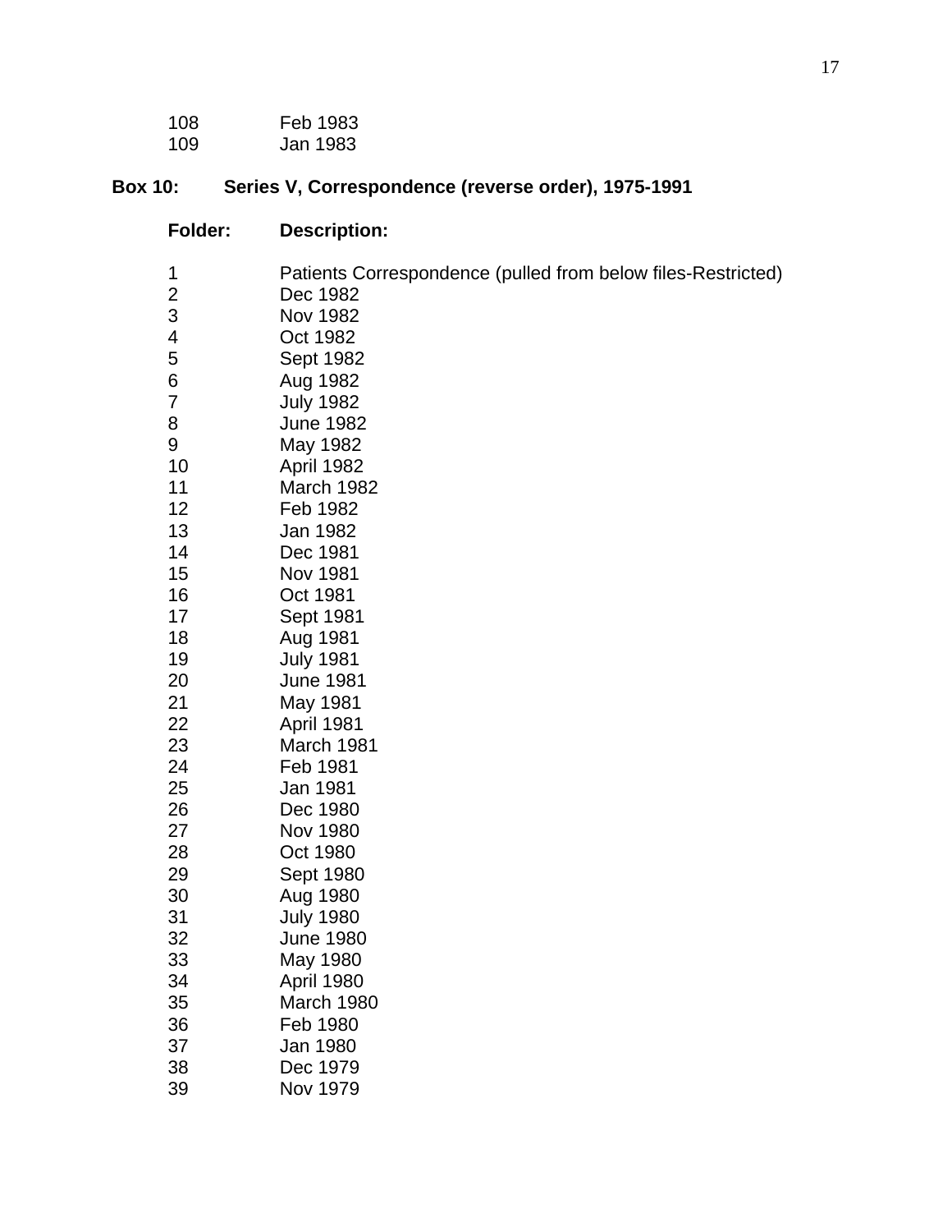| | |
|---|---|
| 108 | Feb 1983 |
| 109 | Jan 1983 |

**Box 10: Series V, Correspondence (reverse order), 1975-1991**

| **Folder:** | **Description:** |
|---|---|
| 1 | Patients Correspondence (pulled from below files-Restricted) |
| 2 | Dec 1982 |
| 3 | Nov 1982 |
| 4 | Oct 1982 |
| 5 | Sept 1982 |
| 6 | Aug 1982 |
| 7 | July 1982 |
| 8 | June 1982 |
| 9 | May 1982 |
| 10 | April 1982 |
| 11 | March 1982 |
| 12 | Feb 1982 |
| 13 | Jan 1982 |
| 14 | Dec 1981 |
| 15 | Nov 1981 |
| 16 | Oct 1981 |
| 17 | Sept 1981 |
| 18 | Aug 1981 |
| 19 | July 1981 |
| 20 | June 1981 |
| 21 | May 1981 |
| 22 | April 1981 |
| 23 | March 1981 |
| 24 | Feb 1981 |
| 25 | Jan 1981 |
| 26 | Dec 1980 |
| 27 | Nov 1980 |
| 28 | Oct 1980 |
| 29 | Sept 1980 |
| 30 | Aug 1980 |
| 31 | July 1980 |
| 32 | June 1980 |
| 33 | May 1980 |
| 34 | April 1980 |
| 35 | March 1980 |
| 36 | Feb 1980 |
| 37 | Jan 1980 |
| 38 | Dec 1979 |
| 39 | Nov 1979 |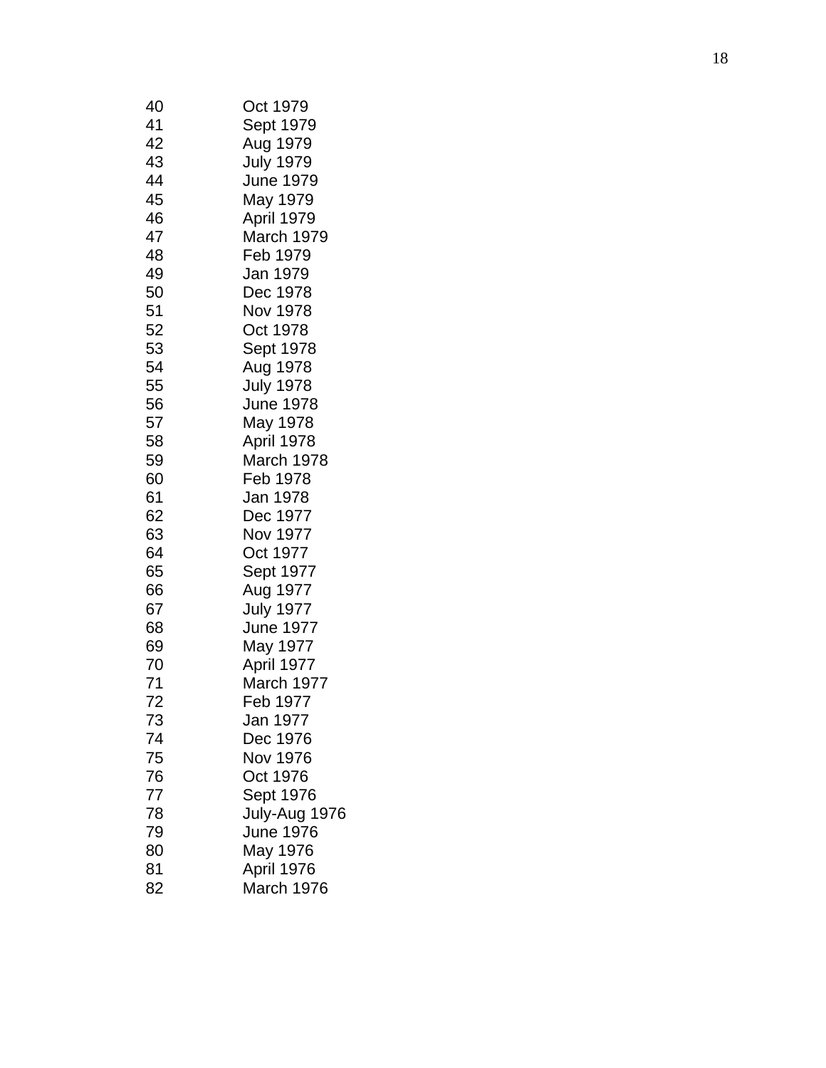| | |
|---|---|
| 40 | Oct 1979 |
| 41 | Sept 1979 |
| 42 | Aug 1979 |
| 43 | July 1979 |
| 44 | June 1979 |
| 45 | May 1979 |
| 46 | April 1979 |
| 47 | March 1979 |
| 48 | Feb 1979 |
| 49 | Jan 1979 |
| 50 | Dec 1978 |
| 51 | Nov 1978 |
| 52 | Oct 1978 |
| 53 | Sept 1978 |
| 54 | Aug 1978 |
| 55 | July 1978 |
| 56 | June 1978 |
| 57 | May 1978 |
| 58 | April 1978 |
| 59 | March 1978 |
| 60 | Feb 1978 |
| 61 | Jan 1978 |
| 62 | Dec 1977 |
| 63 | Nov 1977 |
| 64 | Oct 1977 |
| 65 | Sept 1977 |
| 66 | Aug 1977 |
| 67 | July 1977 |
| 68 | June 1977 |
| 69 | May 1977 |
| 70 | April 1977 |
| 71 | March 1977 |
| 72 | Feb 1977 |
| 73 | Jan 1977 |
| 74 | Dec 1976 |
| 75 | Nov 1976 |
| 76 | Oct 1976 |
| 77 | Sept 1976 |
| 78 | July-Aug 1976 |
| 79 | June 1976 |
| 80 | May 1976 |
| 81 | April 1976 |
| 82 | March 1976 |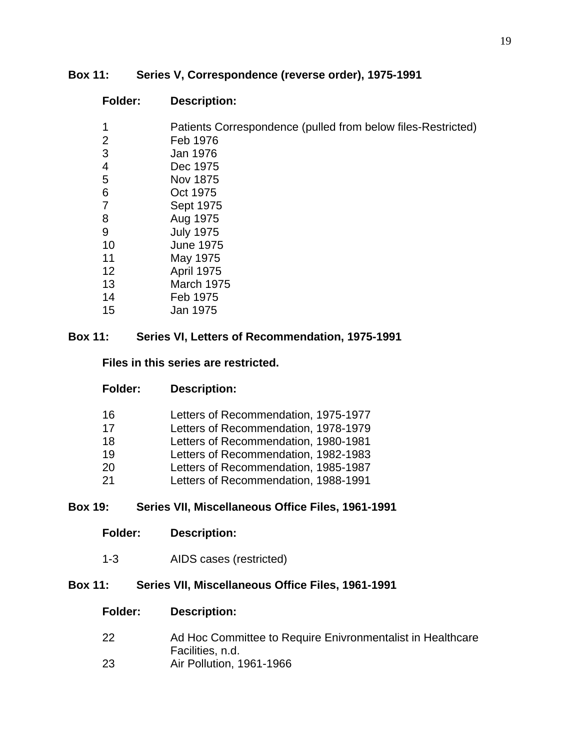**Box 11: Series V, Correspondence (reverse order), 1975-1991**

| Folder: | Description: |
|---|---|
| 1 | Patients Correspondence (pulled from below files-Restricted) |
| 2 | Feb 1976 |
| 3 | Jan 1976 |
| 4 | Dec 1975 |
| 5 | Nov 1875 |
| 6 | Oct 1975 |
| 7 | Sept 1975 |
| 8 | Aug 1975 |
| 9 | July 1975 |
| 10 | June 1975 |
| 11 | May 1975 |
| 12 | April 1975 |
| 13 | March 1975 |
| 14 | Feb 1975 |
| 15 | Jan 1975 |

**Box 11: Series VI, Letters of Recommendation, 1975-1991**

**Files in this series are restricted.**

| Folder: | Description: |
|---|---|
| 16 | Letters of Recommendation, 1975-1977 |
| 17 | Letters of Recommendation, 1978-1979 |
| 18 | Letters of Recommendation, 1980-1981 |
| 19 | Letters of Recommendation, 1982-1983 |
| 20 | Letters of Recommendation, 1985-1987 |
| 21 | Letters of Recommendation, 1988-1991 |

**Box 19: Series VII, Miscellaneous Office Files, 1961-1991**

| Folder: | Description: |
|---|---|
| 1-3 | AIDS cases (restricted) |

**Box 11: Series VII, Miscellaneous Office Files, 1961-1991**

| Folder: | Description: |
|---|---|
| 22 | Ad Hoc Committee to Require Enivronmentalist in Healthcare Facilities, n.d. |
| 23 | Air Pollution, 1961-1966 |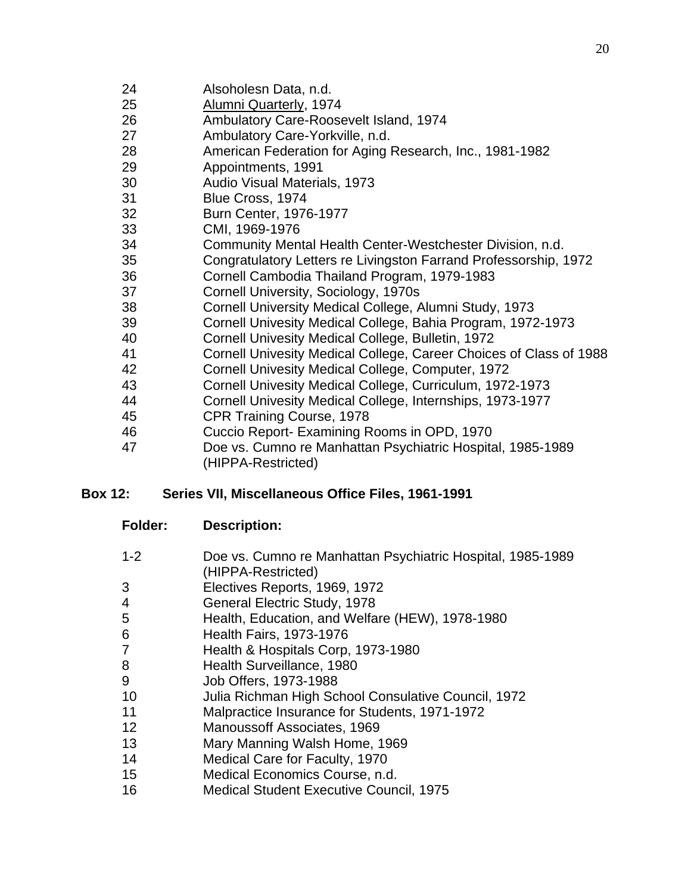| | |
|---|---|
| 24 | Alsoholesn Data, n.d. |
| 25 | Alumni Quarterly, 1974 |
| 26 | Ambulatory Care-Roosevelt Island, 1974 |
| 27 | Ambulatory Care-Yorkville, n.d. |
| 28 | American Federation for Aging Research, Inc., 1981-1982 |
| 29 | Appointments, 1991 |
| 30 | Audio Visual Materials, 1973 |
| 31 | Blue Cross, 1974 |
| 32 | Burn Center, 1976-1977 |
| 33 | CMI, 1969-1976 |
| 34 | Community Mental Health Center-Westchester Division, n.d. |
| 35 | Congratulatory Letters re Livingston Farrand Professorship, 1972 |
| 36 | Cornell Cambodia Thailand Program, 1979-1983 |
| 37 | Cornell University, Sociology, 1970s |
| 38 | Cornell University Medical College, Alumni Study, 1973 |
| 39 | Cornell Univesity Medical College, Bahia Program, 1972-1973 |
| 40 | Cornell Univesity Medical College, Bulletin, 1972 |
| 41 | Cornell Univesity Medical College, Career Choices of Class of 1988 |
| 42 | Cornell Univesity Medical College, Computer, 1972 |
| 43 | Cornell Univesity Medical College, Curriculum, 1972-1973 |
| 44 | Cornell Univesity Medical College, Internships, 1973-1977 |
| 45 | CPR Training Course, 1978 |
| 46 | Cuccio Report- Examining Rooms in OPD, 1970 |
| 47 | Doe vs. Cumno re Manhattan Psychiatric Hospital, 1985-1989 (HIPPA-Restricted) |

**Box 12: Series VII, Miscellaneous Office Files, 1961-1991**

| **Folder:** | **Description:** |
|---|---|
| 1-2 | Doe vs. Cumno re Manhattan Psychiatric Hospital, 1985-1989 (HIPPA-Restricted) |
| 3 | Electives Reports, 1969, 1972 |
| 4 | General Electric Study, 1978 |
| 5 | Health, Education, and Welfare (HEW), 1978-1980 |
| 6 | Health Fairs, 1973-1976 |
| 7 | Health & Hospitals Corp, 1973-1980 |
| 8 | Health Surveillance, 1980 |
| 9 | Job Offers, 1973-1988 |
| 10 | Julia Richman High School Consulative Council, 1972 |
| 11 | Malpractice Insurance for Students, 1971-1972 |
| 12 | Manoussoff Associates, 1969 |
| 13 | Mary Manning Walsh Home, 1969 |
| 14 | Medical Care for Faculty, 1970 |
| 15 | Medical Economics Course, n.d. |
| 16 | Medical Student Executive Council, 1975 |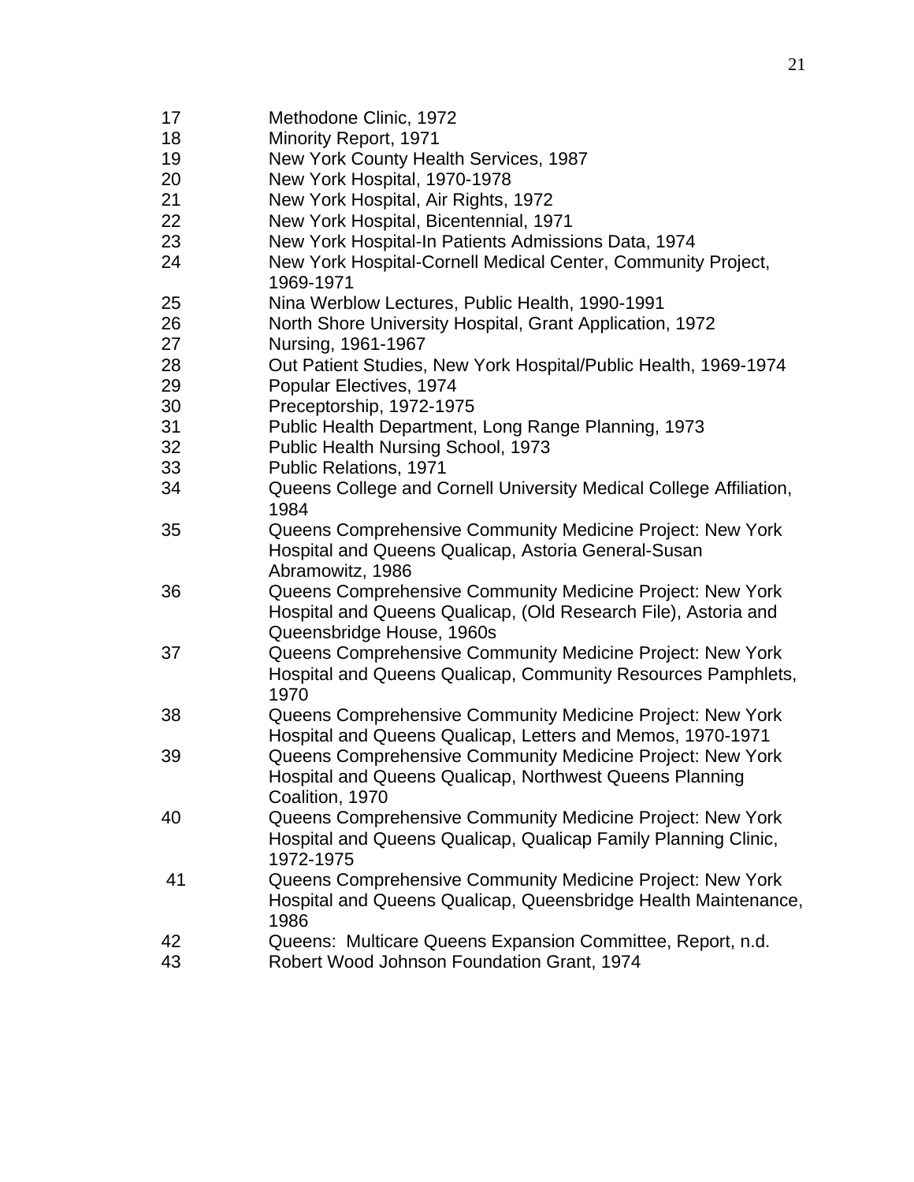| | |
|---|---|
| 17 | Methodone Clinic, 1972 |
| 18 | Minority Report, 1971 |
| 19 | New York County Health Services, 1987 |
| 20 | New York Hospital, 1970-1978 |
| 21 | New York Hospital, Air Rights, 1972 |
| 22 | New York Hospital, Bicentennial, 1971 |
| 23 | New York Hospital-In Patients Admissions Data, 1974 |
| 24 | New York Hospital-Cornell Medical Center, Community Project, 1969-1971 |
| 25 | Nina Werblow Lectures, Public Health, 1990-1991 |
| 26 | North Shore University Hospital, Grant Application, 1972 |
| 27 | Nursing, 1961-1967 |
| 28 | Out Patient Studies, New York Hospital/Public Health, 1969-1974 |
| 29 | Popular Electives, 1974 |
| 30 | Preceptorship, 1972-1975 |
| 31 | Public Health Department, Long Range Planning, 1973 |
| 32 | Public Health Nursing School, 1973 |
| 33 | Public Relations, 1971 |
| 34 | Queens College and Cornell University Medical College Affiliation, 1984 |
| 35 | Queens Comprehensive Community Medicine Project: New York Hospital and Queens Qualicap, Astoria General-Susan Abramowitz, 1986 |
| 36 | Queens Comprehensive Community Medicine Project: New York Hospital and Queens Qualicap, (Old Research File), Astoria and Queensbridge House, 1960s |
| 37 | Queens Comprehensive Community Medicine Project: New York Hospital and Queens Qualicap, Community Resources Pamphlets, 1970 |
| 38 | Queens Comprehensive Community Medicine Project: New York Hospital and Queens Qualicap, Letters and Memos, 1970-1971 |
| 39 | Queens Comprehensive Community Medicine Project: New York Hospital and Queens Qualicap, Northwest Queens Planning Coalition, 1970 |
| 40 | Queens Comprehensive Community Medicine Project: New York Hospital and Queens Qualicap, Qualicap Family Planning Clinic, 1972-1975 |
| 41 | Queens Comprehensive Community Medicine Project: New York Hospital and Queens Qualicap, Queensbridge Health Maintenance, 1986 |
| 42 | Queens: Multicare Queens Expansion Committee, Report, n.d. |
| 43 | Robert Wood Johnson Foundation Grant, 1974 |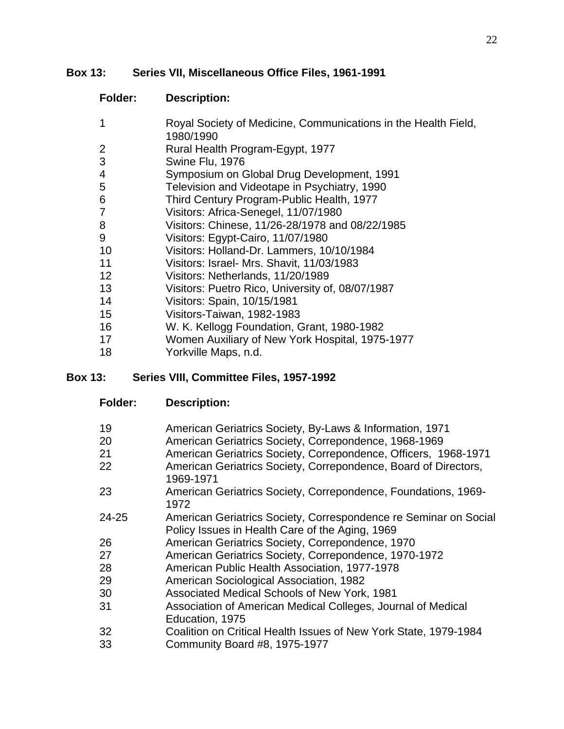**Box 13: Series VII, Miscellaneous Office Files, 1961-1991**

| Folder: | Description: |
|---|---|
| 1 | Royal Society of Medicine, Communications in the Health Field, 1980/1990 |
| 2 | Rural Health Program-Egypt, 1977 |
| 3 | Swine Flu, 1976 |
| 4 | Symposium on Global Drug Development, 1991 |
| 5 | Television and Videotape in Psychiatry, 1990 |
| 6 | Third Century Program-Public Health, 1977 |
| 7 | Visitors: Africa-Senegel, 11/07/1980 |
| 8 | Visitors: Chinese, 11/26-28/1978 and 08/22/1985 |
| 9 | Visitors: Egypt-Cairo, 11/07/1980 |
| 10 | Visitors: Holland-Dr. Lammers, 10/10/1984 |
| 11 | Visitors: Israel- Mrs. Shavit, 11/03/1983 |
| 12 | Visitors: Netherlands, 11/20/1989 |
| 13 | Visitors: Puetro Rico, University of, 08/07/1987 |
| 14 | Visitors: Spain, 10/15/1981 |
| 15 | Visitors-Taiwan, 1982-1983 |
| 16 | W. K. Kellogg Foundation, Grant, 1980-1982 |
| 17 | Women Auxiliary of New York Hospital, 1975-1977 |
| 18 | Yorkville Maps, n.d. |

**Box 13: Series VIII, Committee Files, 1957-1992**

| Folder: | Description: |
|---|---|
| 19 | American Geriatrics Society, By-Laws & Information, 1971 |
| 20 | American Geriatrics Society, Correpondence, 1968-1969 |
| 21 | American Geriatrics Society, Correpondence, Officers, 1968-1971 |
| 22 | American Geriatrics Society, Correpondence, Board of Directors, 1969-1971 |
| 23 | American Geriatrics Society, Correpondence, Foundations, 1969-1972 |
| 24-25 | American Geriatrics Society, Correspondence re Seminar on Social Policy Issues in Health Care of the Aging, 1969 |
| 26 | American Geriatrics Society, Correpondence, 1970 |
| 27 | American Geriatrics Society, Correpondence, 1970-1972 |
| 28 | American Public Health Association, 1977-1978 |
| 29 | American Sociological Association, 1982 |
| 30 | Associated Medical Schools of New York, 1981 |
| 31 | Association of American Medical Colleges, Journal of Medical Education, 1975 |
| 32 | Coalition on Critical Health Issues of New York State, 1979-1984 |
| 33 | Community Board #8, 1975-1977 |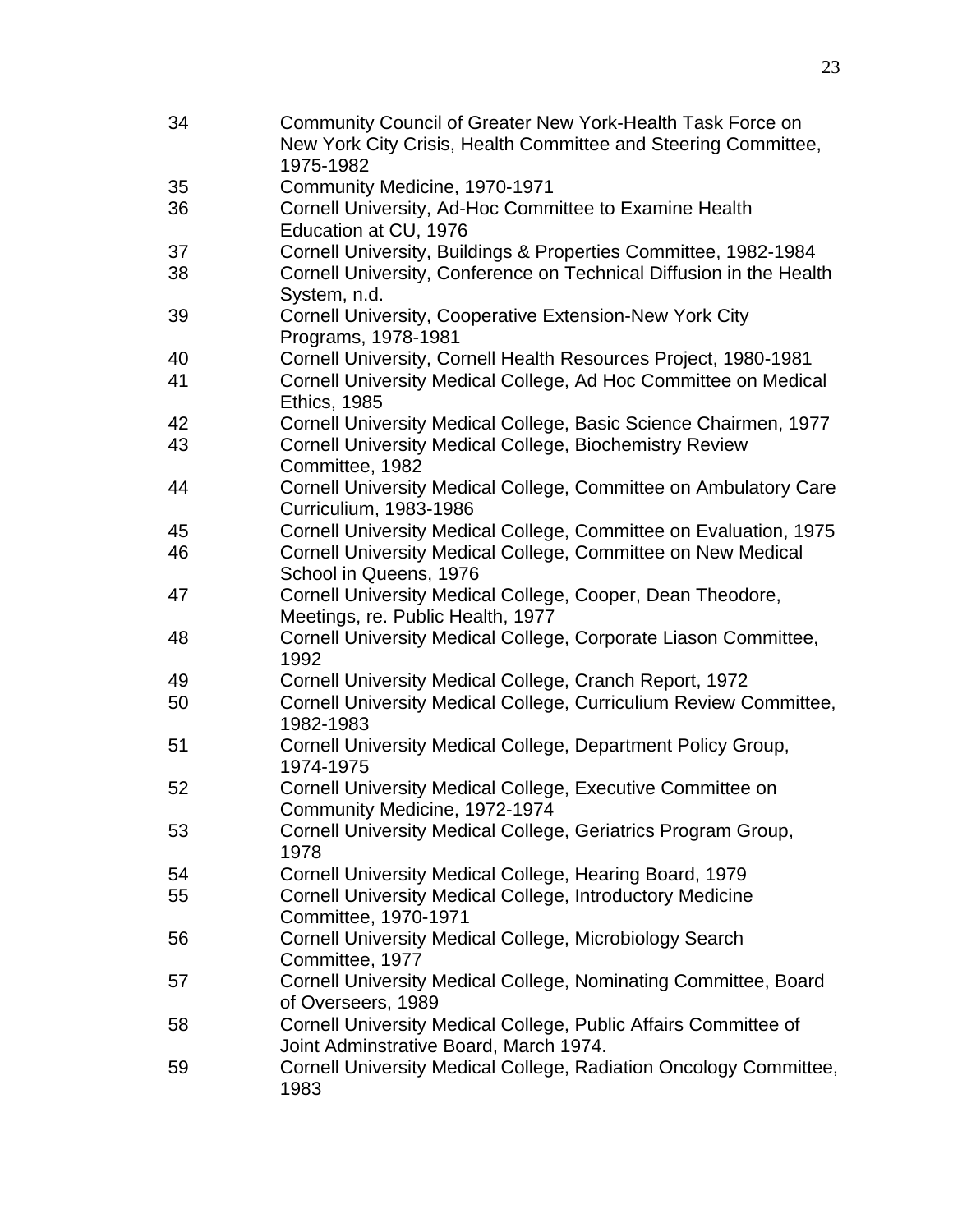| | |
|---|---|
| 34 | Community Council of Greater New York-Health Task Force on New York City Crisis, Health Committee and Steering Committee, 1975-1982 |
| 35 | Community Medicine, 1970-1971 |
| 36 | Cornell University, Ad-Hoc Committee to Examine Health Education at CU, 1976 |
| 37 | Cornell University, Buildings & Properties Committee, 1982-1984 |
| 38 | Cornell University, Conference on Technical Diffusion in the Health System, n.d. |
| 39 | Cornell University, Cooperative Extension-New York City Programs, 1978-1981 |
| 40 | Cornell University, Cornell Health Resources Project, 1980-1981 |
| 41 | Cornell University Medical College, Ad Hoc Committee on Medical Ethics, 1985 |
| 42 | Cornell University Medical College, Basic Science Chairmen, 1977 |
| 43 | Cornell University Medical College, Biochemistry Review Committee, 1982 |
| 44 | Cornell University Medical College, Committee on Ambulatory Care Curriculium, 1983-1986 |
| 45 | Cornell University Medical College, Committee on Evaluation, 1975 |
| 46 | Cornell University Medical College, Committee on New Medical School in Queens, 1976 |
| 47 | Cornell University Medical College, Cooper, Dean Theodore, Meetings, re. Public Health, 1977 |
| 48 | Cornell University Medical College, Corporate Liason Committee, 1992 |
| 49 | Cornell University Medical College, Cranch Report, 1972 |
| 50 | Cornell University Medical College, Curriculium Review Committee, 1982-1983 |
| 51 | Cornell University Medical College, Department Policy Group, 1974-1975 |
| 52 | Cornell University Medical College, Executive Committee on Community Medicine, 1972-1974 |
| 53 | Cornell University Medical College, Geriatrics Program Group, 1978 |
| 54 | Cornell University Medical College, Hearing Board, 1979 |
| 55 | Cornell University Medical College, Introductory Medicine Committee, 1970-1971 |
| 56 | Cornell University Medical College, Microbiology Search Committee, 1977 |
| 57 | Cornell University Medical College, Nominating Committee, Board of Overseers, 1989 |
| 58 | Cornell University Medical College, Public Affairs Committee of Joint Adminstrative Board, March 1974. |
| 59 | Cornell University Medical College, Radiation Oncology Committee, 1983 |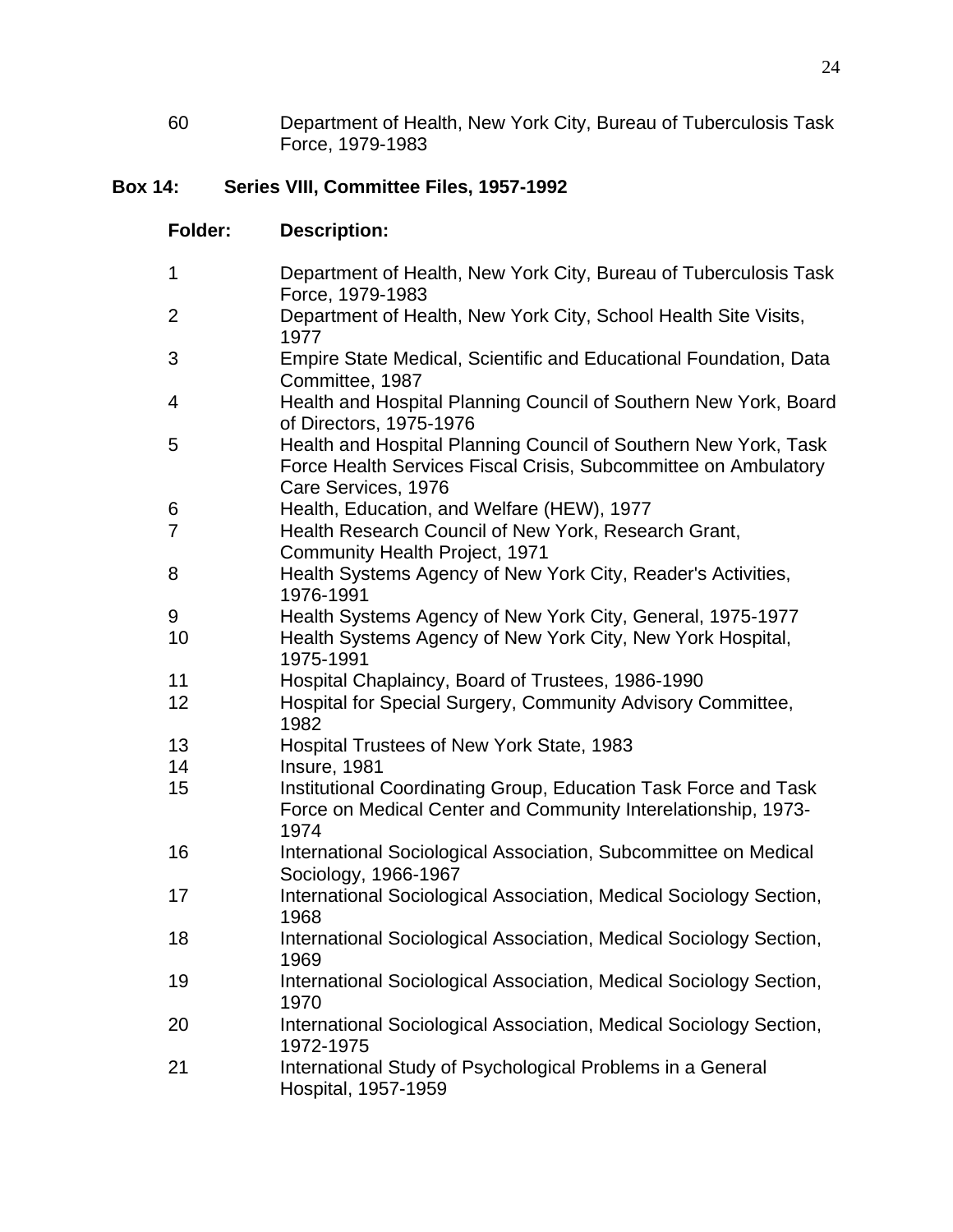| | |
|---|---|
| 60 | Department of Health, New York City, Bureau of Tuberculosis Task Force, 1979-1983 |

**Box 14: Series VIII, Committee Files, 1957-1992**

| **Folder:** | **Description:** |
|---|---|
| 1 | Department of Health, New York City, Bureau of Tuberculosis Task Force, 1979-1983 |
| 2 | Department of Health, New York City, School Health Site Visits, 1977 |
| 3 | Empire State Medical, Scientific and Educational Foundation, Data Committee, 1987 |
| 4 | Health and Hospital Planning Council of Southern New York, Board of Directors, 1975-1976 |
| 5 | Health and Hospital Planning Council of Southern New York, Task Force Health Services Fiscal Crisis, Subcommittee on Ambulatory Care Services, 1976 |
| 6 | Health, Education, and Welfare (HEW), 1977 |
| 7 | Health Research Council of New York, Research Grant, Community Health Project, 1971 |
| 8 | Health Systems Agency of New York City, Reader's Activities, 1976-1991 |
| 9 | Health Systems Agency of New York City, General, 1975-1977 |
| 10 | Health Systems Agency of New York City, New York Hospital, 1975-1991 |
| 11 | Hospital Chaplaincy, Board of Trustees, 1986-1990 |
| 12 | Hospital for Special Surgery, Community Advisory Committee, 1982 |
| 13 | Hospital Trustees of New York State, 1983 |
| 14 | Insure, 1981 |
| 15 | Institutional Coordinating Group, Education Task Force and Task Force on Medical Center and Community Interelationship, 1973-1974 |
| 16 | International Sociological Association, Subcommittee on Medical Sociology, 1966-1967 |
| 17 | International Sociological Association, Medical Sociology Section, 1968 |
| 18 | International Sociological Association, Medical Sociology Section, 1969 |
| 19 | International Sociological Association, Medical Sociology Section, 1970 |
| 20 | International Sociological Association, Medical Sociology Section, 1972-1975 |
| 21 | International Study of Psychological Problems in a General Hospital, 1957-1959 |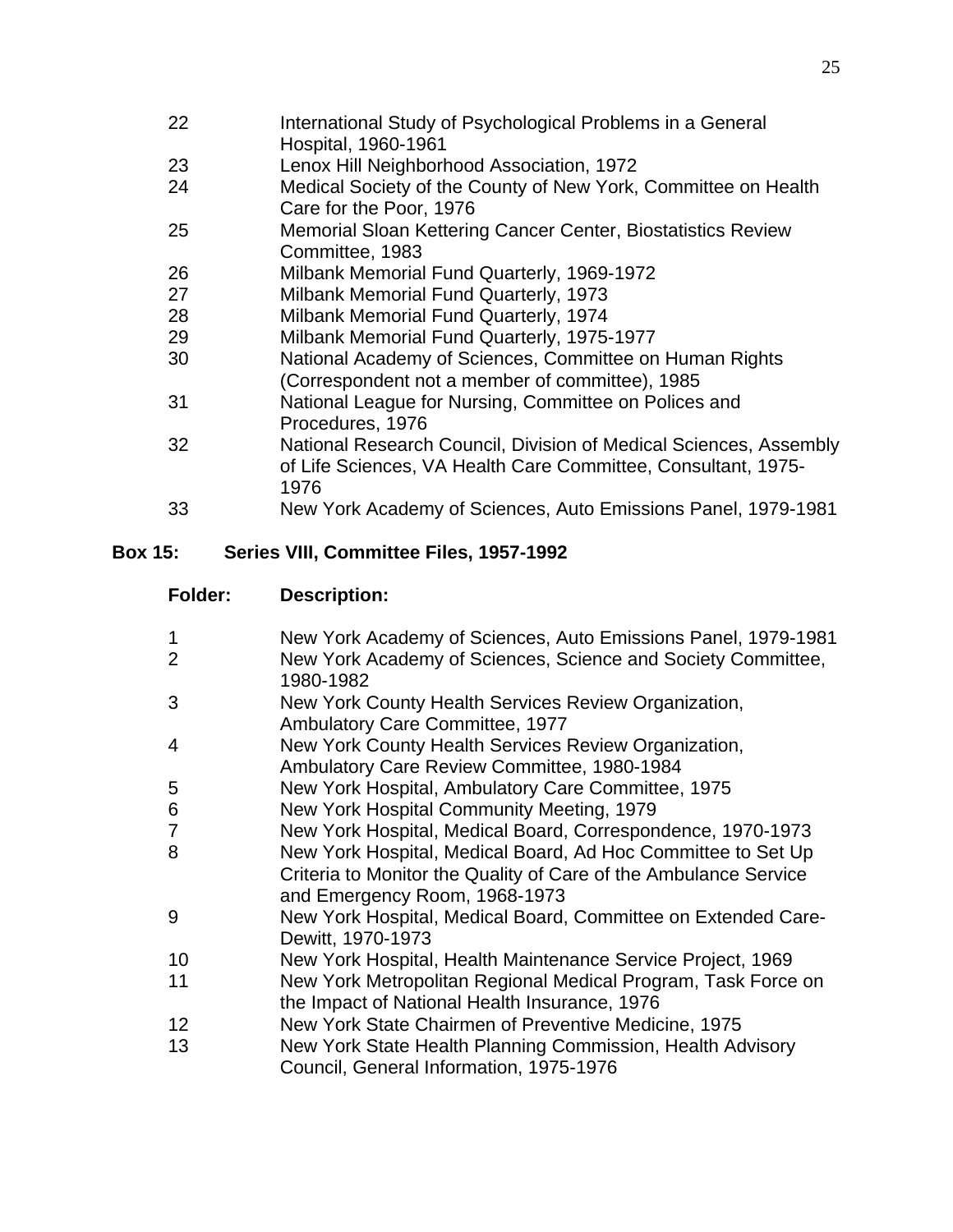| | |
|---|---|
| 22 | International Study of Psychological Problems in a General Hospital, 1960-1961 |
| 23 | Lenox Hill Neighborhood Association, 1972 |
| 24 | Medical Society of the County of New York, Committee on Health Care for the Poor, 1976 |
| 25 | Memorial Sloan Kettering Cancer Center, Biostatistics Review Committee, 1983 |
| 26 | Milbank Memorial Fund Quarterly, 1969-1972 |
| 27 | Milbank Memorial Fund Quarterly, 1973 |
| 28 | Milbank Memorial Fund Quarterly, 1974 |
| 29 | Milbank Memorial Fund Quarterly, 1975-1977 |
| 30 | National Academy of Sciences, Committee on Human Rights (Correspondent not a member of committee), 1985 |
| 31 | National League for Nursing, Committee on Polices and Procedures, 1976 |
| 32 | National Research Council, Division of Medical Sciences, Assembly of Life Sciences, VA Health Care Committee, Consultant, 1975-1976 |
| 33 | New York Academy of Sciences, Auto Emissions Panel, 1979-1981 |

**Box 15: Series VIII, Committee Files, 1957-1992**

| Folder: | Description: |
|---|---|
| 1 | New York Academy of Sciences, Auto Emissions Panel, 1979-1981 |
| 2 | New York Academy of Sciences, Science and Society Committee, 1980-1982 |
| 3 | New York County Health Services Review Organization, Ambulatory Care Committee, 1977 |
| 4 | New York County Health Services Review Organization, Ambulatory Care Review Committee, 1980-1984 |
| 5 | New York Hospital, Ambulatory Care Committee, 1975 |
| 6 | New York Hospital Community Meeting, 1979 |
| 7 | New York Hospital, Medical Board, Correspondence, 1970-1973 |
| 8 | New York Hospital, Medical Board, Ad Hoc Committee to Set Up Criteria to Monitor the Quality of Care of the Ambulance Service and Emergency Room, 1968-1973 |
| 9 | New York Hospital, Medical Board, Committee on Extended Care-Dewitt, 1970-1973 |
| 10 | New York Hospital, Health Maintenance Service Project, 1969 |
| 11 | New York Metropolitan Regional Medical Program, Task Force on the Impact of National Health Insurance, 1976 |
| 12 | New York State Chairmen of Preventive Medicine, 1975 |
| 13 | New York State Health Planning Commission, Health Advisory Council, General Information, 1975-1976 |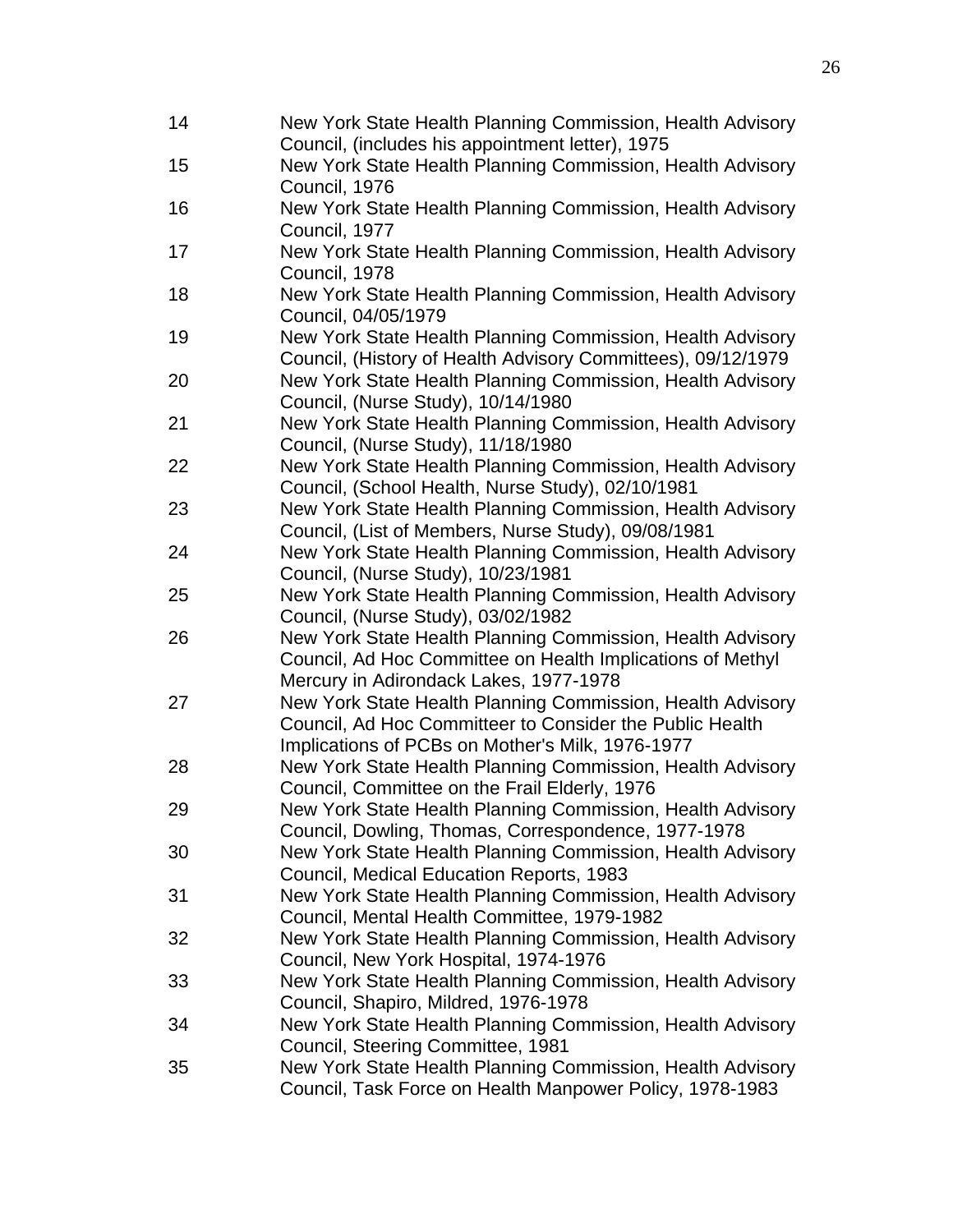| | |
|---|---|
| 14 | New York State Health Planning Commission, Health Advisory Council, (includes his appointment letter), 1975 |
| 15 | New York State Health Planning Commission, Health Advisory Council, 1976 |
| 16 | New York State Health Planning Commission, Health Advisory Council, 1977 |
| 17 | New York State Health Planning Commission, Health Advisory Council, 1978 |
| 18 | New York State Health Planning Commission, Health Advisory Council, 04/05/1979 |
| 19 | New York State Health Planning Commission, Health Advisory Council, (History of Health Advisory Committees), 09/12/1979 |
| 20 | New York State Health Planning Commission, Health Advisory Council, (Nurse Study), 10/14/1980 |
| 21 | New York State Health Planning Commission, Health Advisory Council, (Nurse Study), 11/18/1980 |
| 22 | New York State Health Planning Commission, Health Advisory Council, (School Health, Nurse Study), 02/10/1981 |
| 23 | New York State Health Planning Commission, Health Advisory Council, (List of Members, Nurse Study), 09/08/1981 |
| 24 | New York State Health Planning Commission, Health Advisory Council, (Nurse Study), 10/23/1981 |
| 25 | New York State Health Planning Commission, Health Advisory Council, (Nurse Study), 03/02/1982 |
| 26 | New York State Health Planning Commission, Health Advisory Council, Ad Hoc Committee on Health Implications of Methyl Mercury in Adirondack Lakes, 1977-1978 |
| 27 | New York State Health Planning Commission, Health Advisory Council, Ad Hoc Committeer to Consider the Public Health Implications of PCBs on Mother's Milk, 1976-1977 |
| 28 | New York State Health Planning Commission, Health Advisory Council, Committee on the Frail Elderly, 1976 |
| 29 | New York State Health Planning Commission, Health Advisory Council, Dowling, Thomas, Correspondence, 1977-1978 |
| 30 | New York State Health Planning Commission, Health Advisory Council, Medical Education Reports, 1983 |
| 31 | New York State Health Planning Commission, Health Advisory Council, Mental Health Committee, 1979-1982 |
| 32 | New York State Health Planning Commission, Health Advisory Council, New York Hospital, 1974-1976 |
| 33 | New York State Health Planning Commission, Health Advisory Council, Shapiro, Mildred, 1976-1978 |
| 34 | New York State Health Planning Commission, Health Advisory Council, Steering Committee, 1981 |
| 35 | New York State Health Planning Commission, Health Advisory Council, Task Force on Health Manpower Policy, 1978-1983 |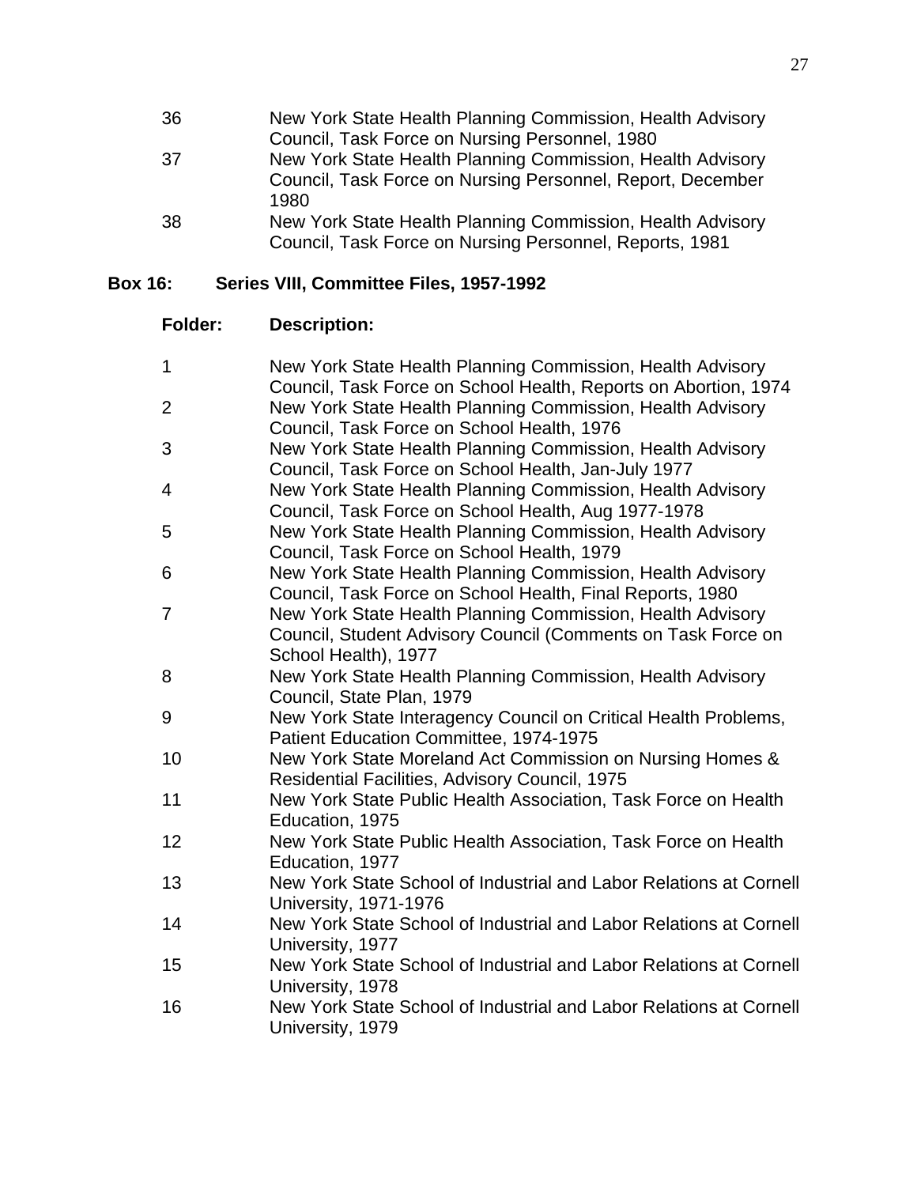| | |
|---|---|
| 36 | New York State Health Planning Commission, Health Advisory Council, Task Force on Nursing Personnel, 1980 |
| 37 | New York State Health Planning Commission, Health Advisory Council, Task Force on Nursing Personnel, Report, December 1980 |
| 38 | New York State Health Planning Commission, Health Advisory Council, Task Force on Nursing Personnel, Reports, 1981 |

**Box 16: Series VIII, Committee Files, 1957-1992**

| Folder: | Description: |
|---|---|
| 1 | New York State Health Planning Commission, Health Advisory Council, Task Force on School Health, Reports on Abortion, 1974 |
| 2 | New York State Health Planning Commission, Health Advisory Council, Task Force on School Health, 1976 |
| 3 | New York State Health Planning Commission, Health Advisory Council, Task Force on School Health, Jan-July 1977 |
| 4 | New York State Health Planning Commission, Health Advisory Council, Task Force on School Health, Aug 1977-1978 |
| 5 | New York State Health Planning Commission, Health Advisory Council, Task Force on School Health, 1979 |
| 6 | New York State Health Planning Commission, Health Advisory Council, Task Force on School Health, Final Reports, 1980 |
| 7 | New York State Health Planning Commission, Health Advisory Council, Student Advisory Council (Comments on Task Force on School Health), 1977 |
| 8 | New York State Health Planning Commission, Health Advisory Council, State Plan, 1979 |
| 9 | New York State Interagency Council on Critical Health Problems, Patient Education Committee, 1974-1975 |
| 10 | New York State Moreland Act Commission on Nursing Homes & Residential Facilities, Advisory Council, 1975 |
| 11 | New York State Public Health Association, Task Force on Health Education, 1975 |
| 12 | New York State Public Health Association, Task Force on Health Education, 1977 |
| 13 | New York State School of Industrial and Labor Relations at Cornell University, 1971-1976 |
| 14 | New York State School of Industrial and Labor Relations at Cornell University, 1977 |
| 15 | New York State School of Industrial and Labor Relations at Cornell University, 1978 |
| 16 | New York State School of Industrial and Labor Relations at Cornell University, 1979 |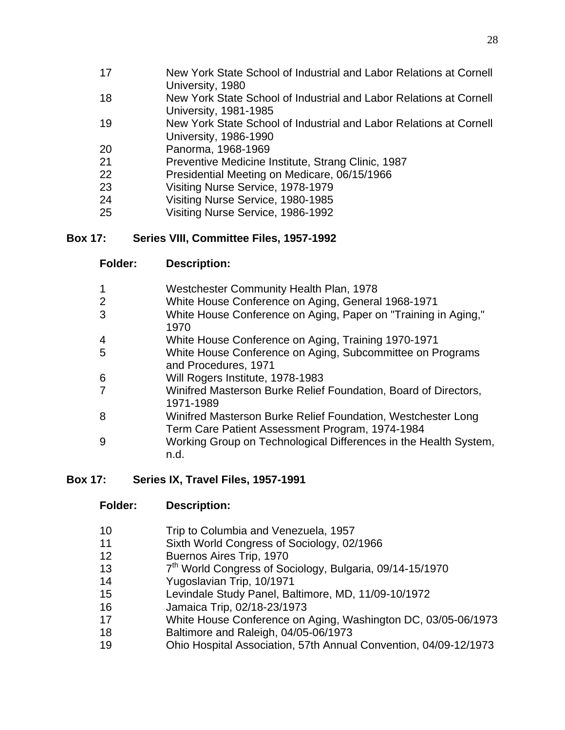| Folder | Description |
|---|---|
| 17 | New York State School of Industrial and Labor Relations at Cornell University, 1980 |
| 18 | New York State School of Industrial and Labor Relations at Cornell University, 1981-1985 |
| 19 | New York State School of Industrial and Labor Relations at Cornell University, 1986-1990 |
| 20 | Panorma, 1968-1969 |
| 21 | Preventive Medicine Institute, Strang Clinic, 1987 |
| 22 | Presidential Meeting on Medicare, 06/15/1966 |
| 23 | Visiting Nurse Service, 1978-1979 |
| 24 | Visiting Nurse Service, 1980-1985 |
| 25 | Visiting Nurse Service, 1986-1992 |

**Box 17: Series VIII, Committee Files, 1957-1992**

| Folder: | Description: |
|---|---|
| 1 | Westchester Community Health Plan, 1978 |
| 2 | White House Conference on Aging, General 1968-1971 |
| 3 | White House Conference on Aging, Paper on "Training in Aging," 1970 |
| 4 | White House Conference on Aging, Training 1970-1971 |
| 5 | White House Conference on Aging, Subcommittee on Programs and Procedures, 1971 |
| 6 | Will Rogers Institute, 1978-1983 |
| 7 | Winifred Masterson Burke Relief Foundation, Board of Directors, 1971-1989 |
| 8 | Winifred Masterson Burke Relief Foundation, Westchester Long Term Care Patient Assessment Program, 1974-1984 |
| 9 | Working Group on Technological Differences in the Health System, n.d. |

**Box 17: Series IX, Travel Files, 1957-1991**

| Folder: | Description: |
|---|---|
| 10 | Trip to Columbia and Venezuela, 1957 |
| 11 | Sixth World Congress of Sociology, 02/1966 |
| 12 | Buernos Aires Trip, 1970 |
| 13 | 7th World Congress of Sociology, Bulgaria, 09/14-15/1970 |
| 14 | Yugoslavian Trip, 10/1971 |
| 15 | Levindale Study Panel, Baltimore, MD, 11/09-10/1972 |
| 16 | Jamaica Trip, 02/18-23/1973 |
| 17 | White House Conference on Aging, Washington DC, 03/05-06/1973 |
| 18 | Baltimore and Raleigh, 04/05-06/1973 |
| 19 | Ohio Hospital Association, 57th Annual Convention, 04/09-12/1973 |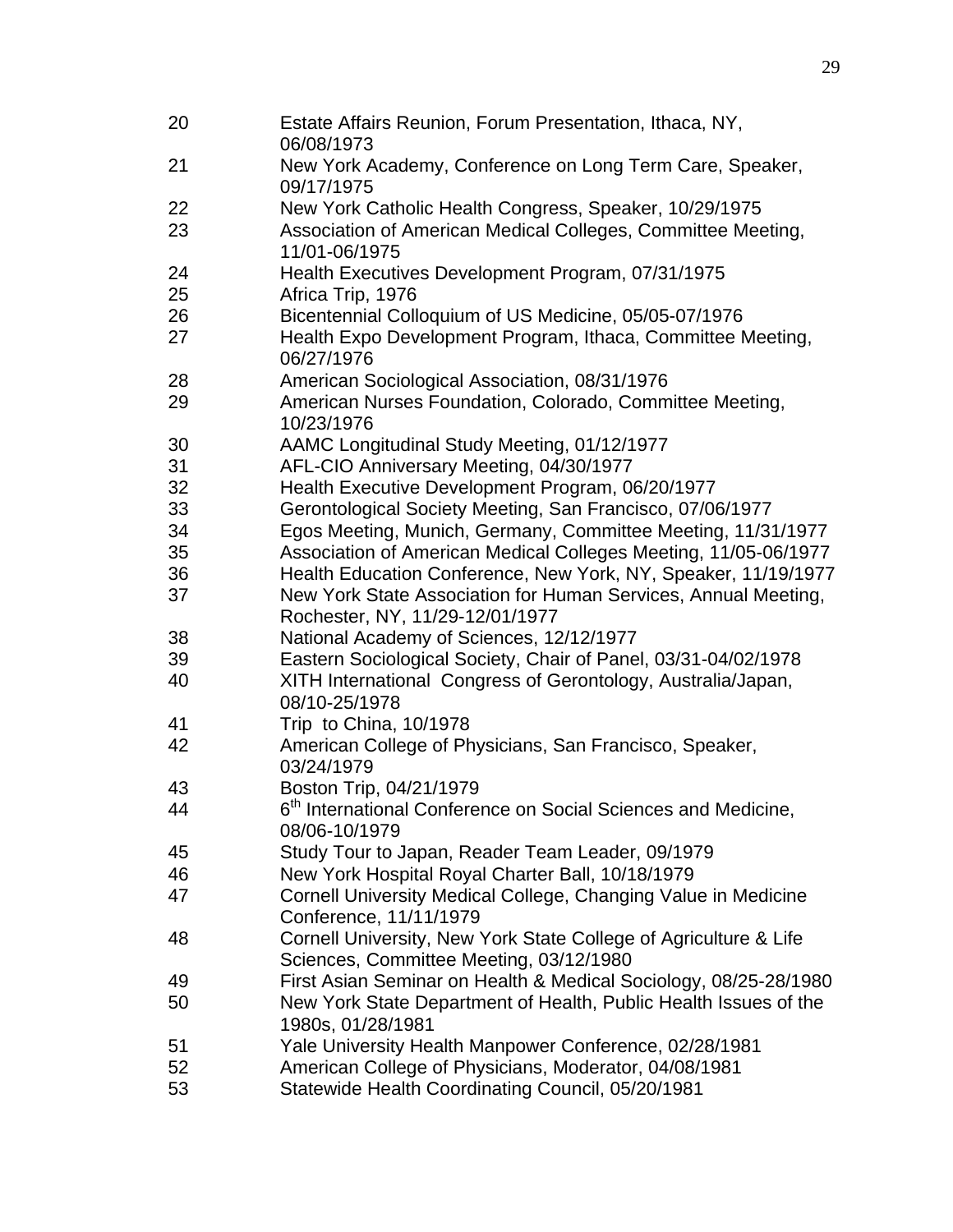| | |
|---|---|
| 20 | Estate Affairs Reunion, Forum Presentation, Ithaca, NY, 06/08/1973 |
| 21 | New York Academy, Conference on Long Term Care, Speaker, 09/17/1975 |
| 22 | New York Catholic Health Congress, Speaker, 10/29/1975 |
| 23 | Association of American Medical Colleges, Committee Meeting, 11/01-06/1975 |
| 24 | Health Executives Development Program, 07/31/1975 |
| 25 | Africa Trip, 1976 |
| 26 | Bicentennial Colloquium of US Medicine, 05/05-07/1976 |
| 27 | Health Expo Development Program, Ithaca, Committee Meeting, 06/27/1976 |
| 28 | American Sociological Association, 08/31/1976 |
| 29 | American Nurses Foundation, Colorado, Committee Meeting, 10/23/1976 |
| 30 | AAMC Longitudinal Study Meeting, 01/12/1977 |
| 31 | AFL-CIO Anniversary Meeting, 04/30/1977 |
| 32 | Health Executive Development Program, 06/20/1977 |
| 33 | Gerontological Society Meeting, San Francisco, 07/06/1977 |
| 34 | Egos Meeting, Munich, Germany, Committee Meeting, 11/31/1977 |
| 35 | Association of American Medical Colleges Meeting, 11/05-06/1977 |
| 36 | Health Education Conference, New York, NY, Speaker, 11/19/1977 |
| 37 | New York State Association for Human Services, Annual Meeting, Rochester, NY, 11/29-12/01/1977 |
| 38 | National Academy of Sciences, 12/12/1977 |
| 39 | Eastern Sociological Society, Chair of Panel, 03/31-04/02/1978 |
| 40 | XITH International Congress of Gerontology, Australia/Japan, 08/10-25/1978 |
| 41 | Trip to China, 10/1978 |
| 42 | American College of Physicians, San Francisco, Speaker, 03/24/1979 |
| 43 | Boston Trip, 04/21/1979 |
| 44 | 6th International Conference on Social Sciences and Medicine, 08/06-10/1979 |
| 45 | Study Tour to Japan, Reader Team Leader, 09/1979 |
| 46 | New York Hospital Royal Charter Ball, 10/18/1979 |
| 47 | Cornell University Medical College, Changing Value in Medicine Conference, 11/11/1979 |
| 48 | Cornell University, New York State College of Agriculture & Life Sciences, Committee Meeting, 03/12/1980 |
| 49 | First Asian Seminar on Health & Medical Sociology, 08/25-28/1980 |
| 50 | New York State Department of Health, Public Health Issues of the 1980s, 01/28/1981 |
| 51 | Yale University Health Manpower Conference, 02/28/1981 |
| 52 | American College of Physicians, Moderator, 04/08/1981 |
| 53 | Statewide Health Coordinating Council, 05/20/1981 |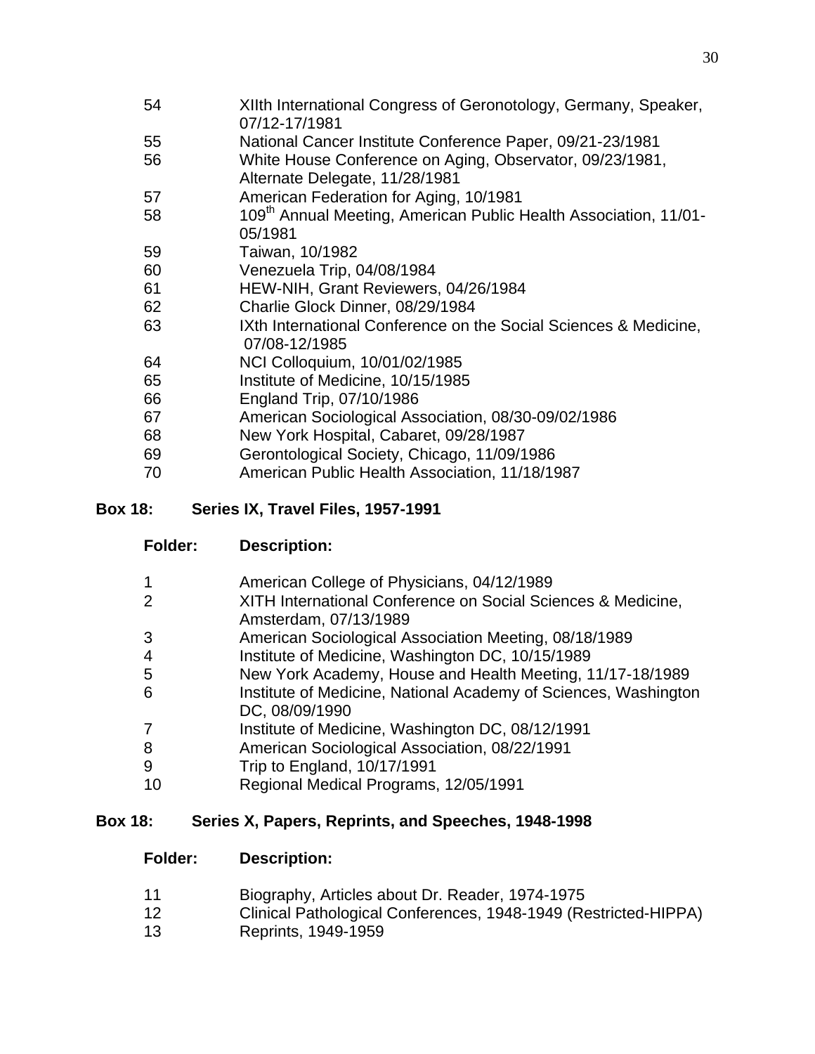| | |
|---|---|
| 54 | XIIth International Congress of Geronotology, Germany, Speaker, 07/12-17/1981 |
| 55 | National Cancer Institute Conference Paper, 09/21-23/1981 |
| 56 | White House Conference on Aging, Observator, 09/23/1981, Alternate Delegate, 11/28/1981 |
| 57 | American Federation for Aging, 10/1981 |
| 58 | 109th Annual Meeting, American Public Health Association, 11/01-05/1981 |
| 59 | Taiwan, 10/1982 |
| 60 | Venezuela Trip, 04/08/1984 |
| 61 | HEW-NIH, Grant Reviewers, 04/26/1984 |
| 62 | Charlie Glock Dinner, 08/29/1984 |
| 63 | IXth International Conference on the Social Sciences & Medicine, 07/08-12/1985 |
| 64 | NCI Colloquium, 10/01/02/1985 |
| 65 | Institute of Medicine, 10/15/1985 |
| 66 | England Trip, 07/10/1986 |
| 67 | American Sociological Association, 08/30-09/02/1986 |
| 68 | New York Hospital, Cabaret, 09/28/1987 |
| 69 | Gerontological Society, Chicago, 11/09/1986 |
| 70 | American Public Health Association, 11/18/1987 |

**Box 18: Series IX, Travel Files, 1957-1991**

| Folder: | Description: |
|---|---|
| 1 | American College of Physicians, 04/12/1989 |
| 2 | XITH International Conference on Social Sciences & Medicine, Amsterdam, 07/13/1989 |
| 3 | American Sociological Association Meeting, 08/18/1989 |
| 4 | Institute of Medicine, Washington DC, 10/15/1989 |
| 5 | New York Academy, House and Health Meeting, 11/17-18/1989 |
| 6 | Institute of Medicine, National Academy of Sciences, Washington DC, 08/09/1990 |
| 7 | Institute of Medicine, Washington DC, 08/12/1991 |
| 8 | American Sociological Association, 08/22/1991 |
| 9 | Trip to England, 10/17/1991 |
| 10 | Regional Medical Programs, 12/05/1991 |

**Box 18: Series X, Papers, Reprints, and Speeches, 1948-1998**

| Folder: | Description: |
|---|---|
| 11 | Biography, Articles about Dr. Reader, 1974-1975 |
| 12 | Clinical Pathological Conferences, 1948-1949 (Restricted-HIPPA) |
| 13 | Reprints, 1949-1959 |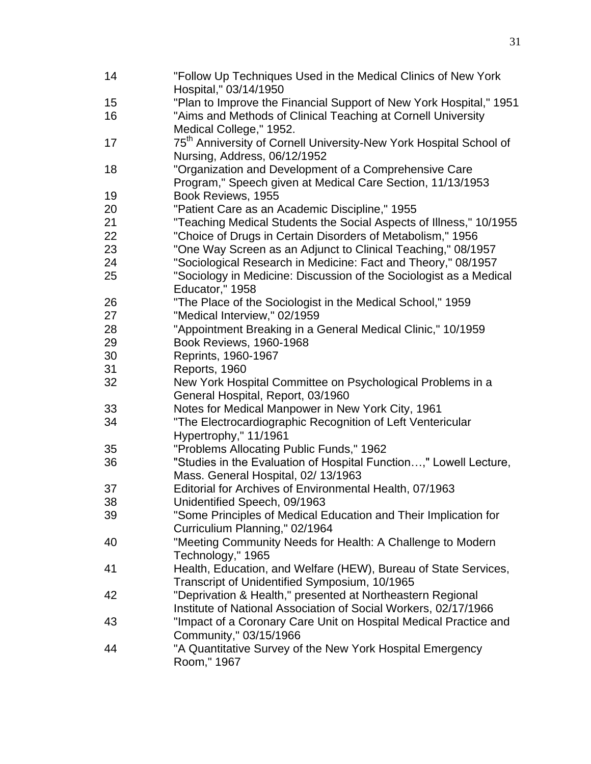| | |
|---|---|
| 14 | "Follow Up Techniques Used in the Medical Clinics of New York Hospital," 03/14/1950 |
| 15 | "Plan to Improve the Financial Support of New York Hospital," 1951 |
| 16 | "Aims and Methods of Clinical Teaching at Cornell University Medical College," 1952. |
| 17 | 75th Anniversity of Cornell University-New York Hospital School of Nursing, Address, 06/12/1952 |
| 18 | "Organization and Development of a Comprehensive Care Program," Speech given at Medical Care Section, 11/13/1953 |
| 19 | Book Reviews, 1955 |
| 20 | "Patient Care as an Academic Discipline," 1955 |
| 21 | "Teaching Medical Students the Social Aspects of Illness," 10/1955 |
| 22 | "Choice of Drugs in Certain Disorders of Metabolism," 1956 |
| 23 | "One Way Screen as an Adjunct to Clinical Teaching," 08/1957 |
| 24 | "Sociological Research in Medicine: Fact and Theory," 08/1957 |
| 25 | "Sociology in Medicine: Discussion of the Sociologist as a Medical Educator," 1958 |
| 26 | "The Place of the Sociologist in the Medical School," 1959 |
| 27 | "Medical Interview," 02/1959 |
| 28 | "Appointment Breaking in a General Medical Clinic," 10/1959 |
| 29 | Book Reviews, 1960-1968 |
| 30 | Reprints, 1960-1967 |
| 31 | Reports, 1960 |
| 32 | New York Hospital Committee on Psychological Problems in a General Hospital, Report, 03/1960 |
| 33 | Notes for Medical Manpower in New York City, 1961 |
| 34 | "The Electrocardiographic Recognition of Left Ventericular Hypertrophy," 11/1961 |
| 35 | "Problems Allocating Public Funds," 1962 |
| 36 | "Studies in the Evaluation of Hospital Function…," Lowell Lecture, Mass. General Hospital, 02/ 13/1963 |
| 37 | Editorial for Archives of Environmental Health, 07/1963 |
| 38 | Unidentified Speech, 09/1963 |
| 39 | "Some Principles of Medical Education and Their Implication for Curriculium Planning," 02/1964 |
| 40 | "Meeting Community Needs for Health: A Challenge to Modern Technology," 1965 |
| 41 | Health, Education, and Welfare (HEW), Bureau of State Services, Transcript of Unidentified Symposium, 10/1965 |
| 42 | "Deprivation & Health," presented at Northeastern Regional Institute of National Association of Social Workers, 02/17/1966 |
| 43 | "Impact of a Coronary Care Unit on Hospital Medical Practice and Community," 03/15/1966 |
| 44 | "A Quantitative Survey of the New York Hospital Emergency Room," 1967 |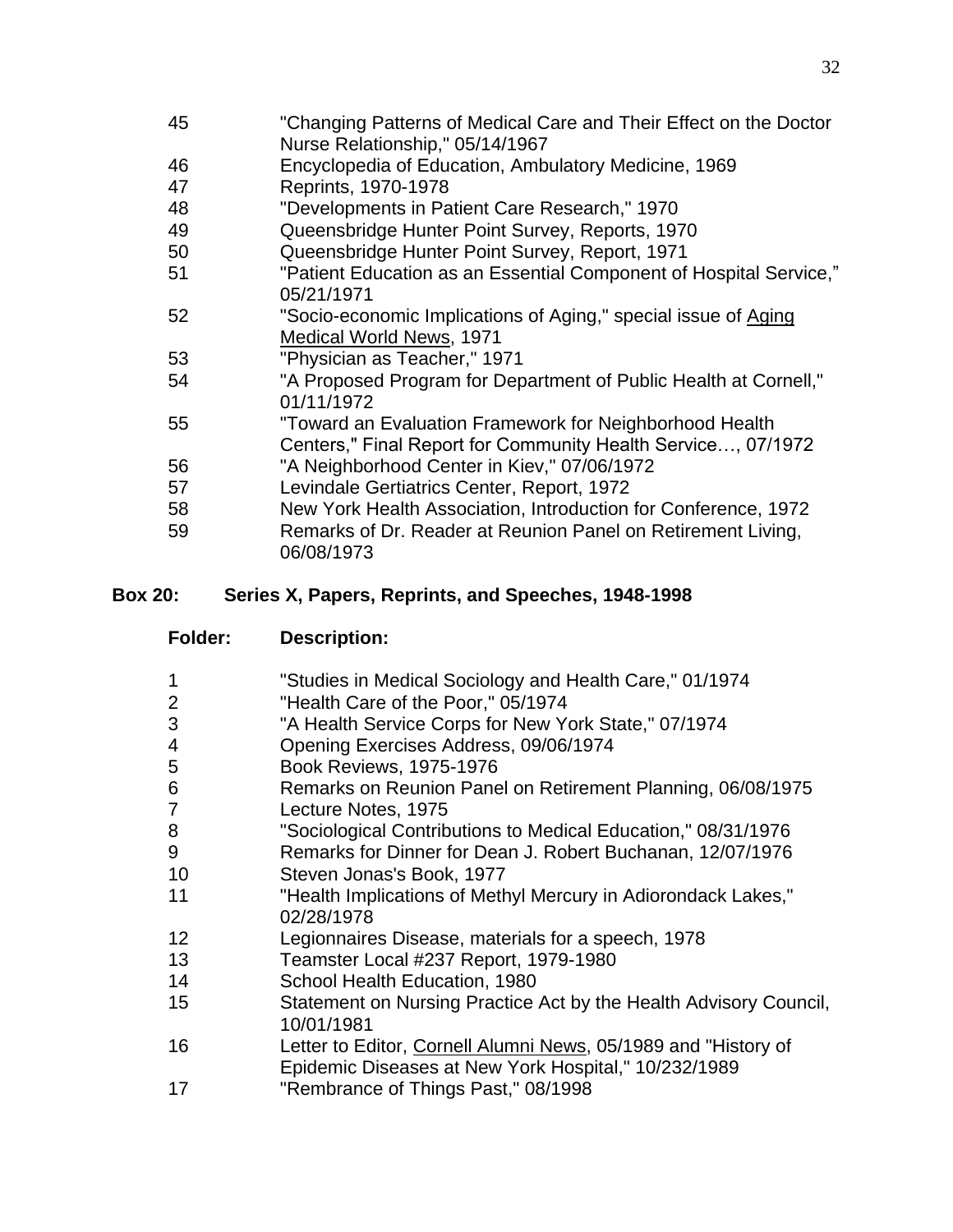| | |
|---|---|
| 45 | "Changing Patterns of Medical Care and Their Effect on the Doctor Nurse Relationship," 05/14/1967 |
| 46 | Encyclopedia of Education, Ambulatory Medicine, 1969 |
| 47 | Reprints, 1970-1978 |
| 48 | "Developments in Patient Care Research," 1970 |
| 49 | Queensbridge Hunter Point Survey, Reports, 1970 |
| 50 | Queensbridge Hunter Point Survey, Report, 1971 |
| 51 | "Patient Education as an Essential Component of Hospital Service," 05/21/1971 |
| 52 | "Socio-economic Implications of Aging," special issue of Aging Medical World News, 1971 |
| 53 | "Physician as Teacher," 1971 |
| 54 | "A Proposed Program for Department of Public Health at Cornell," 01/11/1972 |
| 55 | "Toward an Evaluation Framework for Neighborhood Health Centers," Final Report for Community Health Service…, 07/1972 |
| 56 | "A Neighborhood Center in Kiev," 07/06/1972 |
| 57 | Levindale Gertiatrics Center, Report, 1972 |
| 58 | New York Health Association, Introduction for Conference, 1972 |
| 59 | Remarks of Dr. Reader at Reunion Panel on Retirement Living, 06/08/1973 |

**Box 20: Series X, Papers, Reprints, and Speeches, 1948-1998**

| **Folder:** | **Description:** |
|---|---|
| 1 | "Studies in Medical Sociology and Health Care," 01/1974 |
| 2 | "Health Care of the Poor," 05/1974 |
| 3 | "A Health Service Corps for New York State," 07/1974 |
| 4 | Opening Exercises Address, 09/06/1974 |
| 5 | Book Reviews, 1975-1976 |
| 6 | Remarks on Reunion Panel on Retirement Planning, 06/08/1975 |
| 7 | Lecture Notes, 1975 |
| 8 | "Sociological Contributions to Medical Education," 08/31/1976 |
| 9 | Remarks for Dinner for Dean J. Robert Buchanan, 12/07/1976 |
| 10 | Steven Jonas's Book, 1977 |
| 11 | "Health Implications of Methyl Mercury in Adiorondack Lakes," 02/28/1978 |
| 12 | Legionnaires Disease, materials for a speech, 1978 |
| 13 | Teamster Local #237 Report, 1979-1980 |
| 14 | School Health Education, 1980 |
| 15 | Statement on Nursing Practice Act by the Health Advisory Council, 10/01/1981 |
| 16 | Letter to Editor, Cornell Alumni News, 05/1989 and "History of Epidemic Diseases at New York Hospital," 10/232/1989 |
| 17 | "Rembrance of Things Past," 08/1998 |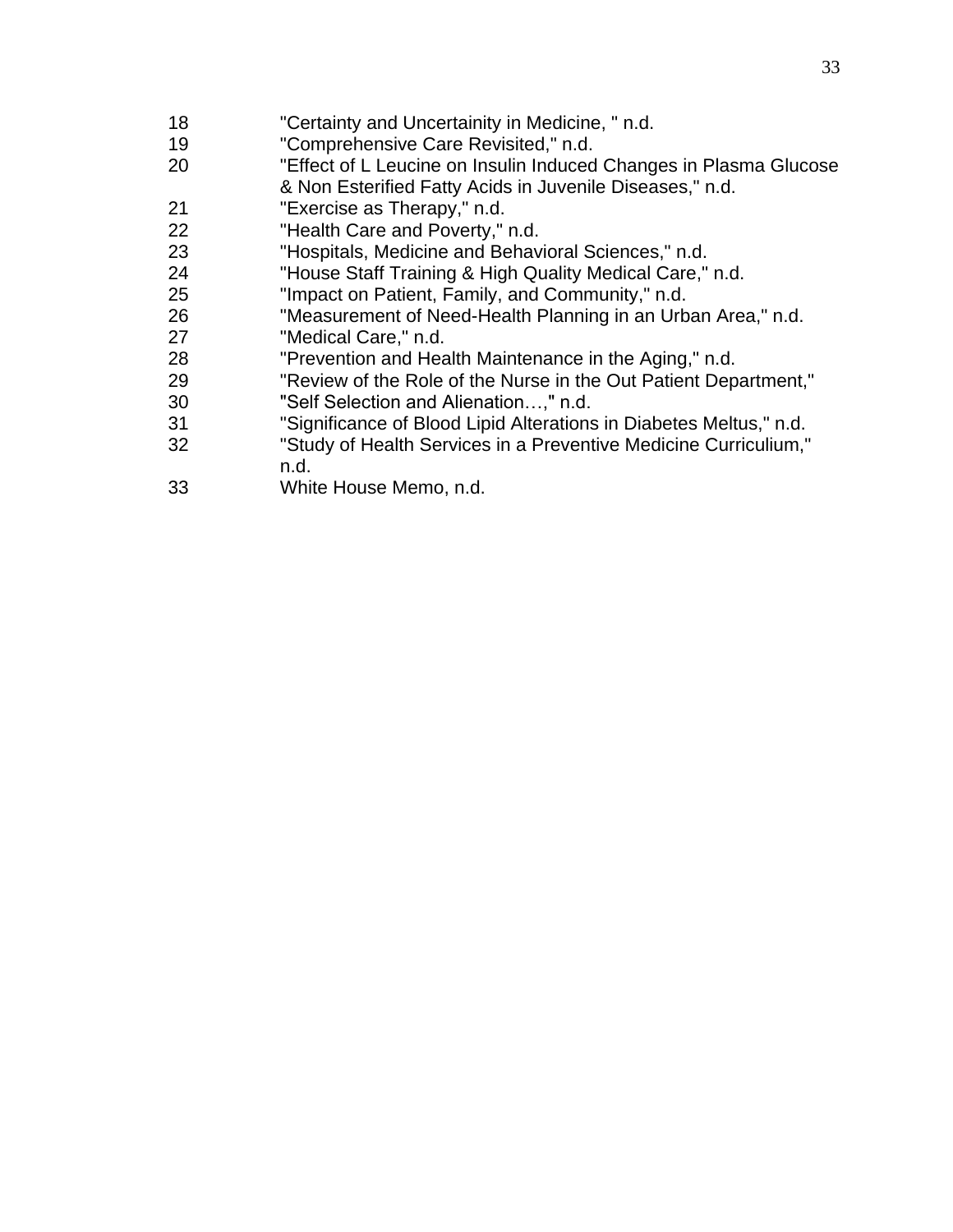| | |
|---|---|
| 18 | "Certainty and Uncertainity in Medicine, " n.d. |
| 19 | "Comprehensive Care Revisited," n.d. |
| 20 | "Effect of L Leucine on Insulin Induced Changes in Plasma Glucose & Non Esterified Fatty Acids in Juvenile Diseases," n.d. |
| 21 | "Exercise as Therapy," n.d. |
| 22 | "Health Care and Poverty," n.d. |
| 23 | "Hospitals, Medicine and Behavioral Sciences," n.d. |
| 24 | "House Staff Training & High Quality Medical Care," n.d. |
| 25 | "Impact on Patient, Family, and Community," n.d. |
| 26 | "Measurement of Need-Health Planning in an Urban Area," n.d. |
| 27 | "Medical Care," n.d. |
| 28 | "Prevention and Health Maintenance in the Aging," n.d. |
| 29 | "Review of the Role of the Nurse in the Out Patient Department," |
| 30 | "Self Selection and Alienation…," n.d. |
| 31 | "Significance of Blood Lipid Alterations in Diabetes Meltus," n.d. |
| 32 | "Study of Health Services in a Preventive Medicine Curriculium," n.d. |
| 33 | White House Memo, n.d. |